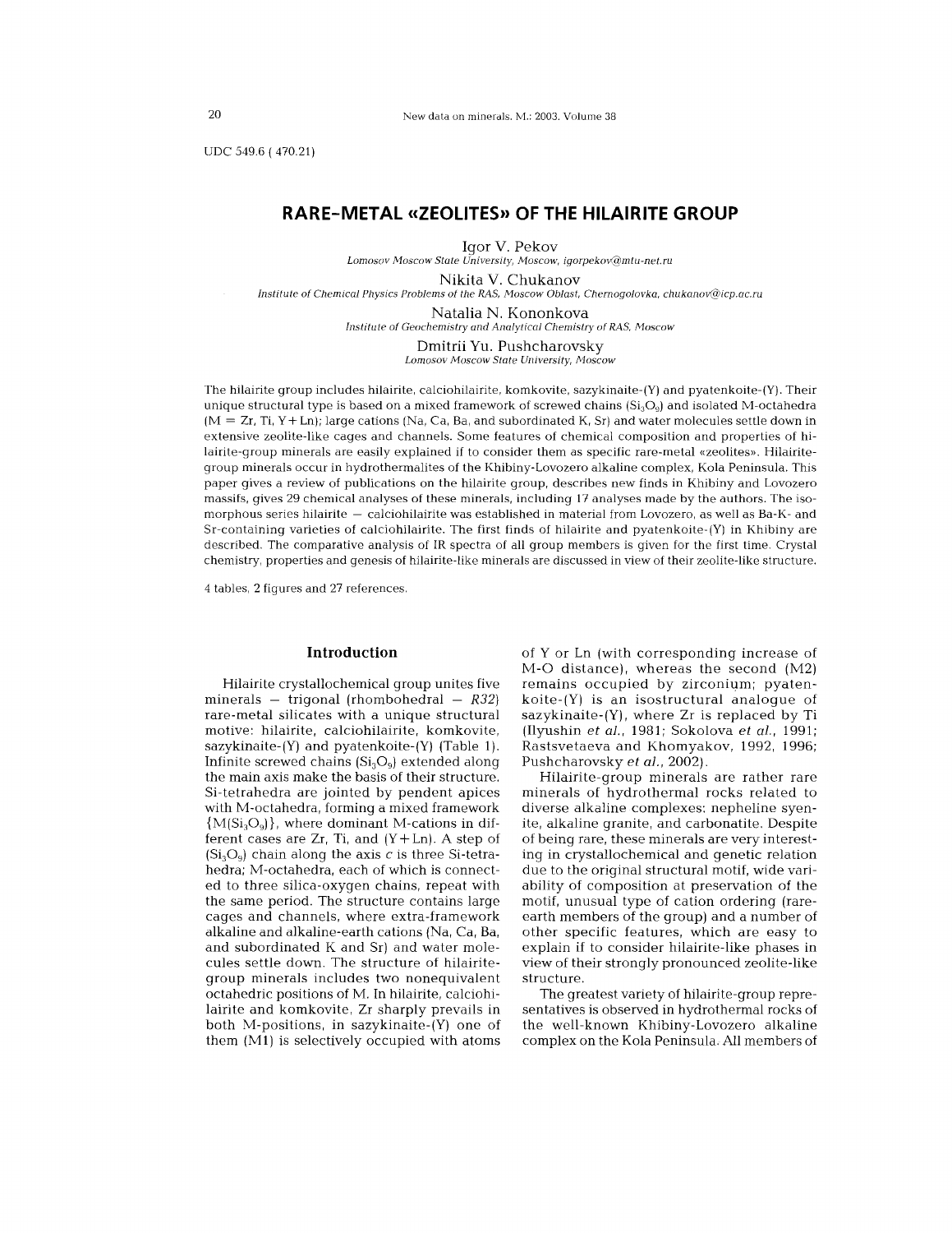UDC 549.6 ( 470.21)

# RARE-METAL «ZEOLITES» OF THE HILAIRITE GROUP

Igor V. Pekov
*Lomosov Moscow State University, Moscow, igorpekov@mtu-net.ru*

Nikita V. Chukanov
*Institute of Chemical Physics Problems of the RAS, Moscow Oblast, Chernogolovka, chukanov@icp.ac.ru*

Natalia N. Kononkova
*Institute of Geochemistry and Analytical Chemistry of RAS, Moscow*

Dmitrii Yu. Pushcharovsky
*Lomosov Moscow State University, Moscow*

The hilairite group includes hilairite, calciohilairite, komkovite, sazykinaite-(Y) and pyatenkoite-(Y). Their unique structural type is based on a mixed framework of screwed chains ($Si_3O_9$) and isolated M-octahedra (M = Zr, Ti, Y+Ln); large cations (Na, Ca, Ba, and subordinated K, Sr) and water molecules settle down in extensive zeolite-like cages and channels. Some features of chemical composition and properties of hilairite-group minerals are easily explained if to consider them as specific rare-metal «zeolites». Hilairite-group minerals occur in hydrothermalites of the Khibiny-Lovozero alkaline complex, Kola Peninsula. This paper gives a review of publications on the hilairite group, describes new finds in Khibiny and Lovozero massifs, gives 29 chemical analyses of these minerals, including 17 analyses made by the authors. The isomorphous series hilairite — calciohilairite was established in material from Lovozero, as well as Ba-K- and Sr-containing varieties of calciohilairite. The first finds of hilairite and pyatenkoite-(Y) in Khibiny are described. The comparative analysis of IR spectra of all group members is given for the first time. Crystal chemistry, properties and genesis of hilairite-like minerals are discussed in view of their zeolite-like structure.

4 tables, 2 figures and 27 references.

## Introduction

Hilairite crystallochemical group unites five minerals — trigonal (rhombohedral — *R32*) rare-metal silicates with a unique structural motive: hilairite, calciohilairite, komkovite, sazykinaite-(Y) and pyatenkoite-(Y) (Table 1). Infinite screwed chains ($Si_3O_9$) extended along the main axis make the basis of their structure. Si-tetrahedra are jointed by pendent apices with M-octahedra, forming a mixed framework {$M(Si_3O_9)$}, where dominant M-cations in different cases are Zr, Ti, and (Y+Ln). A step of ($Si_3O_9$) chain along the axis *c* is three Si-tetrahedra; M-octahedra, each of which is connected to three silica-oxygen chains, repeat with the same period. The structure contains large cages and channels, where extra-framework alkaline and alkaline-earth cations (Na, Ca, Ba, and subordinated K and Sr) and water molecules settle down. The structure of hilairite-group minerals includes two nonequivalent octahedric positions of M. In hilairite, calciohilairite and komkovite, Zr sharply prevails in both M-positions, in sazykinaite-(Y) one of them (M1) is selectively occupied with atoms of Y or Ln (with corresponding increase of M-O distance), whereas the second (M2) remains occupied by zirconium; pyatenkoite-(Y) is an isostructural analogue of sazykinaite-(Y), where Zr is replaced by Ti (Ilyushin *et al.*, 1981; Sokolova *et al.*, 1991; Rastsvetaeva and Khomyakov, 1992, 1996; Pushcharovsky *et al.*, 2002).

Hilairite-group minerals are rather rare minerals of hydrothermal rocks related to diverse alkaline complexes: nepheline syenite, alkaline granite, and carbonatite. Despite of being rare, these minerals are very interesting in crystallochemical and genetic relation due to the original structural motif, wide variability of composition at preservation of the motif, unusual type of cation ordering (rare-earth members of the group) and a number of other specific features, which are easy to explain if to consider hilairite-like phases in view of their strongly pronounced zeolite-like structure.

The greatest variety of hilairite-group representatives is observed in hydrothermal rocks of the well-known Khibiny-Lovozero alkaline complex on the Kola Peninsula. All members of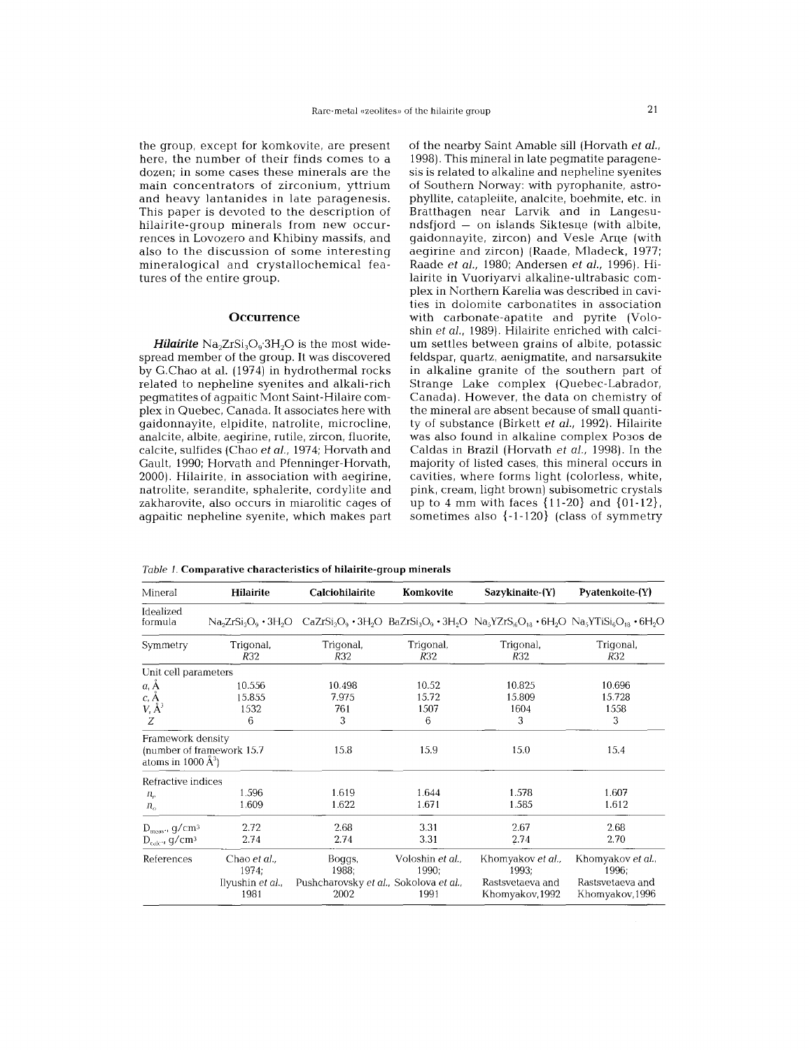the group, except for komkovite, are present here, the number of their finds comes to a dozen; in some cases these minerals are the main concentrators of zirconium, yttrium and heavy lantanides in late paragenesis. This paper is devoted to the description of hilairite-group minerals from new occurrences in Lovozero and Khibiny massifs, and also to the discussion of some interesting mineralogical and crystallochemical features of the entire group.

## Occurrence

***Hilairite*** $Na_2ZrSi_3O_9 \cdot 3H_2O$ is the most widespread member of the group. It was discovered by G.Chao at al. (1974) in hydrothermal rocks related to nepheline syenites and alkali-rich pegmatites of agpaitic Mont Saint-Hilaire complex in Quebec, Canada. It associates here with gaidonnayite, elpidite, natrolite, microcline, analcite, albite, aegirine, rutile, zircon, fluorite, calcite, sulfides (Chao *et al.*, 1974; Horvath and Gault, 1990; Horvath and Pfenninger-Horvath, 2000). Hilairite, in association with aegirine, natrolite, serandite, sphalerite, cordylite and zakharovite, also occurs in miarolitic cages of agpaitic nepheline syenite, which makes part of the nearby Saint Amable sill (Horvath *et al.*, 1998). This mineral in late pegmatite paragenesis is related to alkaline and nepheline syenites of Southern Norway: with pyrophanite, astrophyllite, catapleiite, analcite, boehmite, etc. in Bratthagen near Larvik and in Langesundsfjord — on islands Siktesцe (with albite, gaidonnayite, zircon) and Vesle Arцe (with aegirine and zircon) (Raade, Mladeck, 1977; Raade *et al.*, 1980; Andersen *et al.*, 1996). Hilairite in Vuoriyarvi alkaline-ultrabasic complex in Northern Karelia was described in cavities in dolomite carbonatites in association with carbonate-apatite and pyrite (Voloshin *et al.*, 1989). Hilairite enriched with calcium settles between grains of albite, potassic feldspar, quartz, aenigmatite, and narsarsukite in alkaline granite of the southern part of Strange Lake complex (Quebec-Labrador, Canada). However, the data on chemistry of the mineral are absent because of small quantity of substance (Birkett *et al.*, 1992). Hilairite was also found in alkaline complex Poзos de Caldas in Brazil (Horvath *et al.*, 1998). In the majority of listed cases, this mineral occurs in cavities, where forms light (colorless, white, pink, cream, light brown) subisometric crystals up to 4 mm with faces {11-20} and {01-12}, sometimes also {-1-120} (class of symmetry

*Table 1.* **Comparative characteristics of hilairite-group minerals**

| Mineral | Hilairite | Calciohilairite | Komkovite | Sazykinaite-(Y) | Pyatenkoite-(Y) |
|---|---|---|---|---|---|
| Idealized formula | $Na_2ZrSi_3O_9 \cdot 3H_2O$ | $CaZrSi_3O_9 \cdot 3H_2O$ | $BaZrSi_3O_9 \cdot 3H_2O$ | $Na_5YZrSi_6O_{18} \cdot 6H_2O$ | $Na_5YTiSi_6O_{18} \cdot 6H_2O$ |
| Symmetry | Trigonal, *R*32 | Trigonal, *R*32 | Trigonal, *R*32 | Trigonal, *R*32 | Trigonal, *R*32 |
| Unit cell parameters | | | | | |
| *a*, Å | 10.556 | 10.498 | 10.52 | 10.825 | 10.696 |
| *c*, Å | 15.855 | 7.975 | 15.72 | 15.809 | 15.728 |
| *V*, Å$^3$ | 1532 | 761 | 1507 | 1604 | 1558 |
| *Z* | 6 | 3 | 6 | 3 | 3 |
| Framework density (number of framework atoms in 1000 Å$^3$) | 15.7 | 15.8 | 15.9 | 15.0 | 15.4 |
| Refractive indices | | | | | |
| $n_e$ | 1.596 | 1.619 | 1.644 | 1.578 | 1.607 |
| $n_o$ | 1.609 | 1.622 | 1.671 | 1.585 | 1.612 |
| $D_{meas}$, g/cm$^3$ | 2.72 | 2.68 | 3.31 | 2.67 | 2.68 |
| $D_{calc}$, g/cm$^3$ | 2.74 | 2.74 | 3.31 | 2.74 | 2.70 |
| References | Chao *et al.*, 1974; Ilyushin *et al.*, 1981 | Boggs, 1988; Pushcharovsky *et al.*, 2002 | Voloshin *et al.*, 1990; Sokolova *et al.*, 1991 | Khomyakov *et al.*, 1993; Rastsvetaeva and Khomyakov, 1992 | Khomyakov *et al.*, 1996; Rastsvetaeva and Khomyakov, 1996 |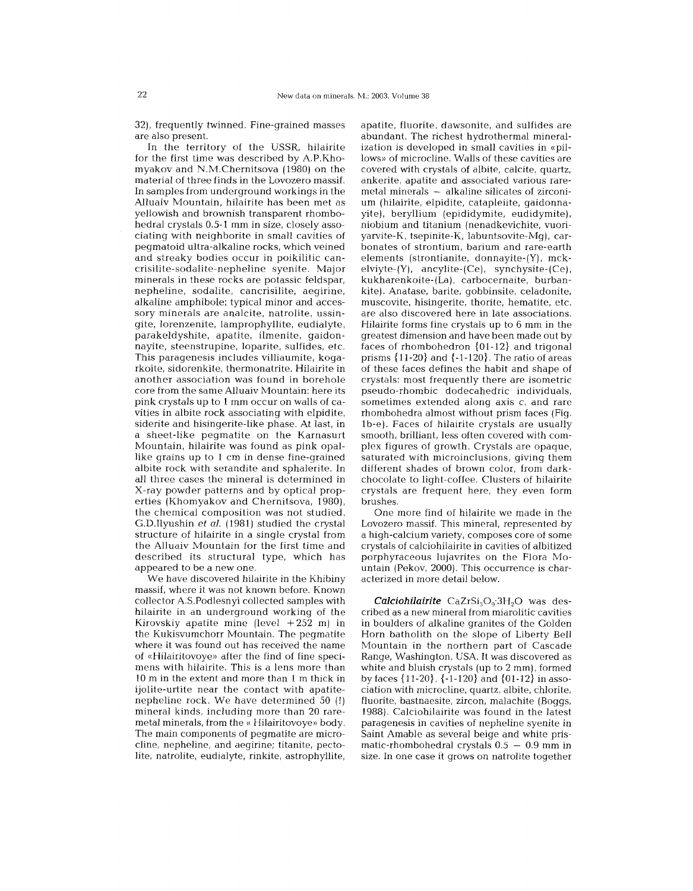32), frequently twinned. Fine-grained masses are also present.

In the territory of the USSR, hilairite for the first time was described by A.P.Khomyakov and N.M.Chernitsova (1980) on the material of three finds in the Lovozero massif. In samples from underground workings in the Alluaiv Mountain, hilairite has been met as yellowish and brownish transparent rhombohedral crystals 0.5-1 mm in size, closely associating with neighborite in small cavities of pegmatoid ultra-alkaline rocks, which veined and streaky bodies occur in poikilitic cancrisilite-sodalite-nepheline syenite. Major minerals in these rocks are potassic feldspar, nepheline, sodalite, cancrisilite, aegirine, alkaline amphibole; typical minor and accessory minerals are analcite, natrolite, ussingite, lorenzenite, lamprophyllite, eudialyte, parakeldyshite, apatite, ilmenite, gaidonnayite, steenstrupine, loparite, sulfides, etc. This paragenesis includes villiaumite, kogarkoite, sidorenkite, thermonatrite. Hilairite in another association was found in borehole core from the same Alluaiv Mountain: here its pink crystals up to 1 mm occur on walls of cavities in albite rock associating with elpidite, siderite and hisingerite-like phase. At last, in a sheet-like pegmatite on the Karnasurt Mountain, hilairite was found as pink opal-like grains up to 1 cm in dense fine-grained albite rock with serandite and sphalerite. In all three cases the mineral is determined in X-ray powder patterns and by optical properties (Khomyakov and Chernitsova, 1980), the chemical composition was not studied. G.D.Ilyushin *et al.* (1981) studied the crystal structure of hilairite in a single crystal from the Alluaiv Mountain for the first time and described its structural type, which has appeared to be a new one.

We have discovered hilairite in the Khibiny massif, where it was not known before. Known collector A.S.Podlesnyi collected samples with hilairite in an underground working of the Kirovskiy apatite mine (level +252 m) in the Kukisvumchorr Mountain. The pegmatite where it was found out has received the name of «Hilairitovoye» after the find of fine specimens with hilairite. This is a lens more than 10 m in the extent and more than 1 m thick in ijolite-urtite near the contact with apatite-nepheline rock. We have determined 50 (!) mineral kinds, including more than 20 rare-metal minerals, from the « Hilairitovoye» body. The main components of pegmatite are microcline, nepheline, and aegirine; titanite, pectolite, natrolite, eudialyte, rinkite, astrophyllite, apatite, fluorite, dawsonite, and sulfides are abundant. The richest hydrothermal mineralization is developed in small cavities in «pillows» of microcline. Walls of these cavities are covered with crystals of albite, calcite, quartz, ankerite, apatite and associated various rare-metal minerals — alkaline silicates of zirconium (hilairite, elpidite, catapleiite, gaidonnayite), beryllium (epididymite, eudidymite), niobium and titanium (nenadkevichite, vuoriyarvite-K, tsepinite-K, labuntsovite-Mg), carbonates of strontium, barium and rare-earth elements (strontianite, donnayite-(Y), mckelviyte-(Y), ancylite-(Ce), synchysite-(Ce), kukharenkoite-(La), carbocernaite, burbankite). Anatase, barite, gobbinsite, celadonite, muscovite, hisingerite, thorite, hematite, etc. are also discovered here in late associations. Hilairite forms fine crystals up to 6 mm in the greatest dimension and have been made out by faces of rhombohedron {01-12} and trigonal prisms {11-20} and {-1-120}. The ratio of areas of these faces defines the habit and shape of crystals: most frequently there are isometric pseudo-rhombic dodecahedric individuals, sometimes extended along axis *c*, and rare rhombohedra almost without prism faces (Fig. 1b-e). Faces of hilairite crystals are usually smooth, brilliant, less often covered with complex figures of growth. Crystals are opaque, saturated with microinclusions, giving them different shades of brown color, from dark-chocolate to light-coffee. Clusters of hilairite crystals are frequent here, they even form brushes.

One more find of hilairite we made in the Lovozero massif. This mineral, represented by a high-calcium variety, composes core of some crystals of calciohilairite in cavities of albitized porphyraceous lujavrites on the Flora Mountain (Pekov, 2000). This occurrence is characterized in more detail below.

***Calciohilairite*** $CaZrSi_3O_9 \cdot 3H_2O$ was described as a new mineral from miarolitic cavities in boulders of alkaline granites of the Golden Horn batholith on the slope of Liberty Bell Mountain in the northern part of Cascade Range, Washington, USA. It was discovered as white and bluish crystals (up to 2 mm), formed by faces {11-20}, {-1-120} and {01-12} in association with microcline, quartz, albite, chlorite, fluorite, bastnaesite, zircon, malachite (Boggs, 1988). Calciohilairite was found in the latest paragenesis in cavities of nepheline syenite in Saint Amable as several beige and white prismatic-rhombohedral crystals 0.5 — 0.9 mm in size. In one case it grows on natrolite together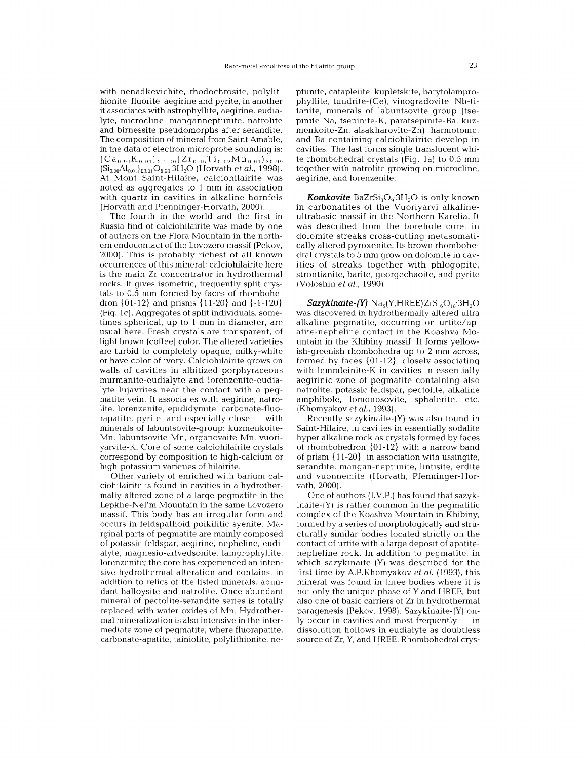with nenadkevichite, rhodochrosite, polylithionite, fluorite, aegirine and pyrite, in another it associates with astrophyllite, aegirine, eudialyte, microcline, manganneptunite, natrolite and birnessite pseudomorphs after serandite. The composition of mineral from Saint Amable, in the data of electron microprobe sounding is: $(Ca_{0.99}K_{0.01})_{\Sigma 1.00}(Zr_{0.96}Ti_{0.02}Mn_{0.01})_{\Sigma 0.99}(Si_{3.00}Al_{0.01})_{\Sigma 3.01}O_{8.98}{\cdot}3H_2O$ (Horvath *et al.*, 1998). At Mont Saint-Hilaire, calciohilairite was noted as aggregates to 1 mm in association with quartz in cavities in alkaline hornfels (Horvath and Pfenninger-Horvath, 2000).

The fourth in the world and the first in Russia find of calciohilairite was made by one of authors on the Flora Mountain in the northern endocontact of the Lovozero massif (Pekov, 2000). This is probably richest of all known occurrences of this mineral; calciohilairite here is the main Zr concentrator in hydrothermal rocks. It gives isometric, frequently split crystals to 0.5 mm formed by faces of rhombohedron {01-12} and prisms {11-20} and {-1-120} (Fig. 1c). Aggregates of split individuals, sometimes spherical, up to 1 mm in diameter, are usual here. Fresh crystals are transparent, of light brown (coffee) color. The altered varieties are turbid to completely opaque, milky-white or have color of ivory. Calciohilairite grows on walls of cavities in albitized porphyraceous murmanite-eudialyte and lorenzenite-eudialyte lujavrites near the contact with a pegmatite vein. It associates with aegirine, natrolite, lorenzenite, epididymite, carbonate-fluorapatite, pyrite, and especially close – with minerals of labuntsovite-group: kuzmenkoite-Mn, labuntsovite-Mn, organovaite-Mn, vuoriyarvite-K. Core of some calciohilairite crystals correspond by composition to high-calcium or high-potassium varieties of hilairite.

Other variety of enriched with barium calciohilairite is found in cavities in a hydrothermally altered zone of a large pegmatite in the Lepkhe-Nel'm Mountain in the same Lovozero massif. This body has an irregular form and occurs in feldspathoid poikilitic syenite. Marginal parts of pegmatite are mainly composed of potassic feldspar, aegirine, nepheline, eudialyte, magnesio-arfvedsonite, lamprophyllite, lorenzenite; the core has experienced an intensive hydrothermal alteration and contains, in addition to relics of the listed minerals, abundant halloysite and natrolite. Once abundant mineral of pectolite-serandite series is totally replaced with water oxides of Mn. Hydrothermal mineralization is also intensive in the intermediate zone of pegmatite, where fluorapatite, carbonate-apatite, tainiolite, polylithionite, neptunite, catapleiite, kupletskite, barytolamprophyllite, tundrite-(Ce), vinogradovite, Nb-titanite, minerals of labuntsovite group (tsepinite-Na, tsepinite-K, paratsepinite-Ba, kuzmenkoite-Zn, alsakharovite-Zn), harmotome, and Ba-containing calciohilairite develop in cavities. The last forms single translucent white rhombohedral crystals (Fig. 1a) to 0.5 mm together with natrolite growing on microcline, aegirine, and lorenzenite.

***Komkovite*** $BaZrSi_3O_9{\cdot}3H_2O$ is only known in carbonatites of the Vuoriyarvi alkaline-ultrabasic massif in the Northern Karelia. It was described from the borehole core, in dolomite streaks cross-cutting metasomatically altered pyroxenite. Its brown rhombohedral crystals to 5 mm grow on dolomite in cavities of streaks together with phlogopite, strontianite, barite, georgechaoite, and pyrite (Voloshin *et al.*, 1990).

***Sazykinaite-(Y)*** $Na_5(Y,HREE)ZrSi_6O_{18}{\cdot}3H_2O$ was discovered in hydrothermally altered ultra alkaline pegmatite, occurring on urtite/apatite-nepheline contact in the Koashva Mountain in the Khibiny massif. It forms yellowish-greenish rhombohedra up to 2 mm across, formed by faces {01-12}, closely associating with lemmleinite-K in cavities in essentially aegirinic zone of pegmatite containing also natrolite, potassic feldspar, pectolite, alkaline amphibole, lomonosovite, sphalerite, etc. (Khomyakov *et al.*, 1993).

Recently sazykinaite-(Y) was also found in Saint-Hilaire, in cavities in essentially sodalite hyper alkaline rock as crystals formed by faces of rhombohedron {01-12} with a narrow band of prism {11-20}, in association with ussingite, serandite, mangan-neptunite, lintisite, erdite and vuonnemite (Horvath, Pfenninger-Horvath, 2000).

One of authors (I.V.P.) has found that sazykinaite-(Y) is rather common in the pegmatitic complex of the Koashva Mountain in Khibiny, formed by a series of morphologically and structurally similar bodies located strictly on the contact of urtite with a large deposit of apatite-nepheline rock. In addition to pegmatite, in which sazykinaite-(Y) was described for the first time by A.P.Khomyakov *et al.* (1993), this mineral was found in three bodies where it is not only the unique phase of Y and HREE, but also one of basic carriers of Zr in hydrothermal paragenesis (Pekov, 1998). Sazykinaite-(Y) only occur in cavities and most frequently – in dissolution hollows in eudialyte as doubtless source of Zr, Y, and HREE. Rhombohedral crys-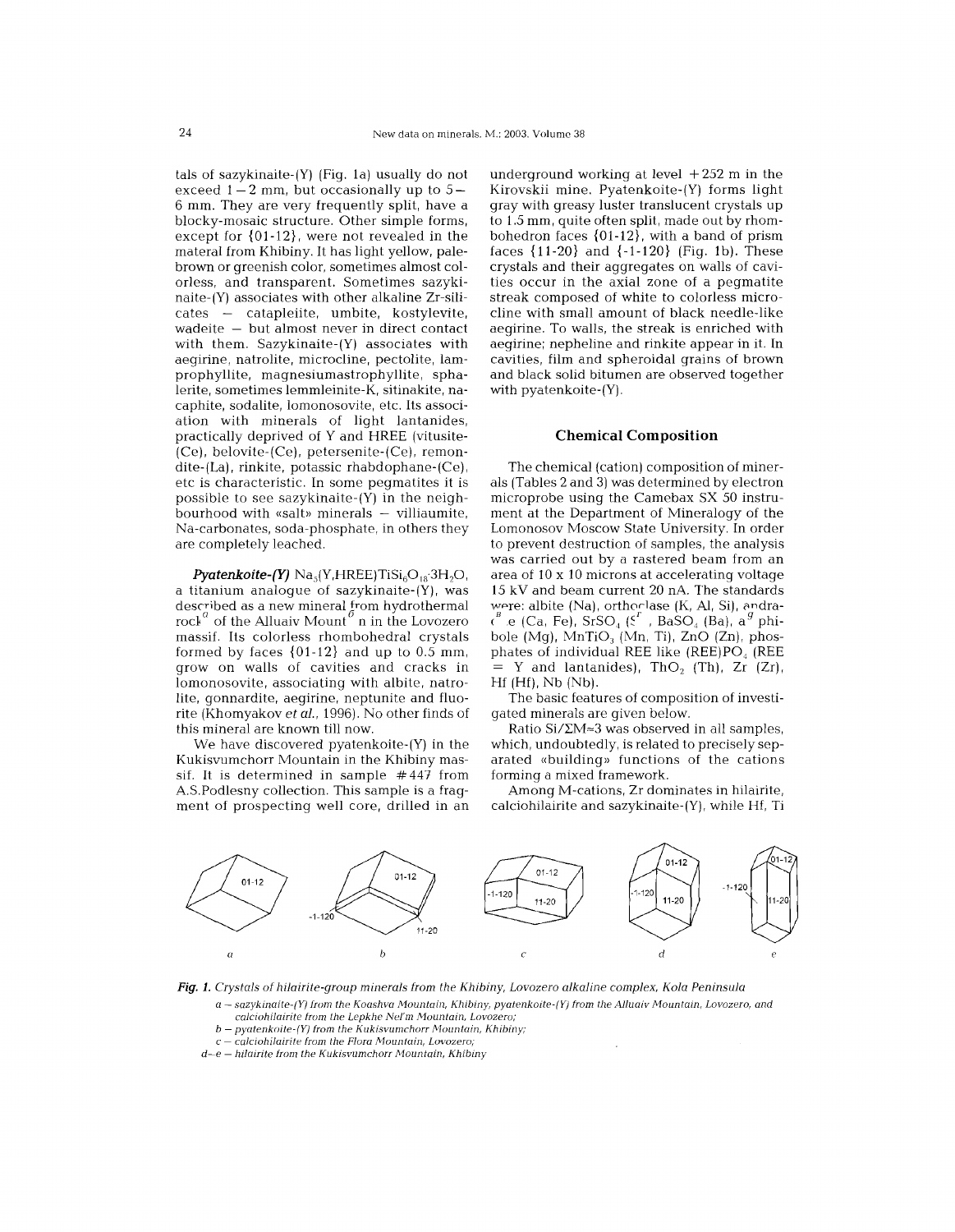tals of sazykinaite-(Y) (Fig. 1a) usually do not exceed 1 – 2 mm, but occasionally up to 5 – 6 mm. They are very frequently split, have a blocky-mosaic structure. Other simple forms, except for {01-12}, were not revealed in the materal from Khibiny. It has light yellow, pale-brown or greenish color, sometimes almost colorless, and transparent. Sometimes sazykinaite-(Y) associates with other alkaline Zr-silicates – catapleiite, umbite, kostylevite, wadeite – but almost never in direct contact with them. Sazykinaite-(Y) associates with aegirine, natrolite, microcline, pectolite, lamprophyllite, magnesiumastrophyllite, sphalerite, sometimes lemmleinite-K, sitinakite, nacaphite, sodalite, lomonosovite, etc. Its association with minerals of light lantanides, practically deprived of Y and HREE (vitusite-(Ce), belovite-(Ce), petersenite-(Ce), remondite-(La), rinkite, potassic rhabdophane-(Ce), etc is characteristic. In some pegmatites it is possible to see sazykinaite-(Y) in the neighbourhood with «salt» minerals – villiaumite, Na-carbonates, soda-phosphate, in others they are completely leached.

***Pyatenkoite-(Y)*** $Na_5(Y,HREE)TiSi_6O_{18}\cdot 3H_2O$, a titanium analogue of sazykinaite-(Y), was described as a new mineral from hydrothermal rock of the Alluaiv Mountain in the Lovozero massif. Its colorless rhombohedral crystals formed by faces {01-12} and up to 0.5 mm, grow on walls of cavities and cracks in lomonosovite, associating with albite, natrolite, gonnardite, aegirine, neptunite and fluorite (Khomyakov *et al.*, 1996). No other finds of this mineral are known till now.

We have discovered pyatenkoite-(Y) in the Kukisvumchorr Mountain in the Khibiny massif. It is determined in sample #447 from A.S.Podlesny collection. This sample is a fragment of prospecting well core, drilled in an underground working at level +252 m in the Kirovskii mine. Pyatenkoite-(Y) forms light gray with greasy luster translucent crystals up to 1.5 mm, quite often split, made out by rhombohedron faces {01-12}, with a band of prism faces {11-20} and {-1-120} (Fig. 1b). These crystals and their aggregates on walls of cavities occur in the axial zone of a pegmatite streak composed of white to colorless microcline with small amount of black needle-like aegirine. To walls, the streak is enriched with aegirine; nepheline and rinkite appear in it. In cavities, film and spheroidal grains of brown and black solid bitumen are observed together with pyatenkoite-(Y).

### Chemical Composition

The chemical (cation) composition of minerals (Tables 2 and 3) was determined by electron microprobe using the Camebax SX 50 instrument at the Department of Mineralogy of the Lomonosov Moscow State University. In order to prevent destruction of samples, the analysis was carried out by a rastered beam from an area of 10 x 10 microns at accelerating voltage 15 kV and beam current 20 nA. The standards were: albite (Na), orthoclase (K, Al, Si), andradite (Ca, Fe), $SrSO_4$ (Sr), $BaSO_4$ (Ba), amphibole (Mg), $MnTiO_3$ (Mn, Ti), ZnO (Zn), phosphates of individual REE like $(REE)PO_4$ (REE = Y and lantanides), $ThO_2$ (Th), Zr (Zr), Hf (Hf), Nb (Nb).

The basic features of composition of investigated minerals are given below.

Ratio Si/ΣM≈3 was observed in all samples, which, undoubtedly, is related to precisely separated «building» functions of the cations forming a mixed framework.

Among M-cations, Zr dominates in hilairite, calciohilairite and sazykinaite-(Y), while Hf, Ti

***Fig. 1.*** *Crystals of hilairite-group minerals from the Khibiny, Lovozero alkaline complex, Kola Peninsula*

*a – sazykinaite-(Y) from the Koashva Mountain, Khibiny, pyatenkoite-(Y) from the Alluaiv Mountain, Lovozero, and calciohilairite from the Lepkhe Nel'm Mountain, Lovozero;*
*b – pyatenkoite-(Y) from the Kukisvumchorr Mountain, Khibiny;*
*c – calciohilairite from the Flora Mountain, Lovozero;*
*d–e – hilairite from the Kukisvumchorr Mountain, Khibiny*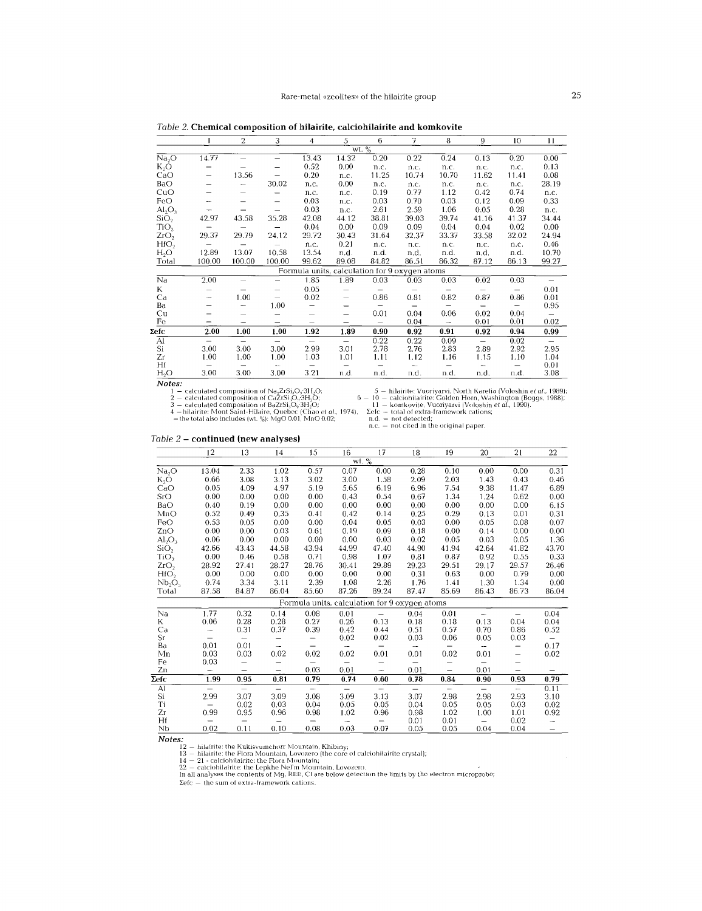*Table 2.* **Chemical composition of hilairite, calciohilairite and komkovite**

| | 1 | 2 | 3 | 4 | 5 | 6 | 7 | 8 | 9 | 10 | 11 |
|---|---|---|---|---|---|---|---|---|---|---|---|
| | | | | | wt. % | | | | | | |
| $Na_2O$ | 14.77 | – | – | 13.43 | 14.32 | 0.20 | 0.22 | 0.24 | 0.13 | 0.20 | 0.00 |
| $K_2O$ | – | – | – | 0.52 | 0.00 | n.c. | n.c. | n.c. | n.c. | n.c. | 0.13 |
| CaO | – | 13.56 | – | 0.20 | n.c. | 11.25 | 10.74 | 10.70 | 11.62 | 11.41 | 0.08 |
| BaO | – | – | 30.02 | n.c. | 0.00 | n.c. | n.c. | n.c. | n.c. | n.c. | 28.19 |
| CuO | – | – | – | n.c. | n.c. | 0.19 | 0.77 | 1.12 | 0.42 | 0.74 | n.c. |
| FeO | – | – | – | 0.03 | n.c. | 0.03 | 0.70 | 0.03 | 0.12 | 0.09 | 0.33 |
| $Al_2O_3$ | – | – | – | 0.03 | n.c. | 2.61 | 2.59 | 1.06 | 0.05 | 0.28 | n.c. |
| $SiO_2$ | 42.97 | 43.58 | 35.28 | 42.08 | 44.12 | 38.81 | 39.03 | 39.74 | 41.16 | 41.37 | 34.44 |
| $TiO_2$ | – | – | – | 0.04 | 0.00 | 0.09 | 0.09 | 0.04 | 0.04 | 0.02 | 0.00 |
| $ZrO_2$ | 29.37 | 29.79 | 24.12 | 29.72 | 30.43 | 31.64 | 32.37 | 33.37 | 33.58 | 32.02 | 24.94 |
| $HfO_2$ | – | – | – | n.c. | 0.21 | n.c. | n.c. | n.c. | n.c. | n.c. | 0.46 |
| $H_2O$ | 12.89 | 13.07 | 10.58 | 13.54 | n.d. | n.d. | n.d. | n.d. | n.d. | n.d. | 10.70 |
| Total | 100.00 | 100.00 | 100.00 | 99.62 | 89.08 | 84.82 | 86.51 | 86.32 | 87.12 | 86.13 | 99.27 |
| | | | | Formula units, calculation for 9 oxygen atoms | | | | | | | |
| Na | 2.00 | – | – | 1.85 | 1.89 | 0.03 | 0.03 | 0.03 | 0.02 | 0.03 | – |
| K | – | – | – | 0.05 | – | – | – | – | – | – | 0.01 |
| Ca | – | 1.00 | – | 0.02 | – | 0.86 | 0.81 | 0.82 | 0.87 | 0.86 | 0.01 |
| Ba | – | – | 1.00 | – | – | – | – | – | – | – | 0.95 |
| Cu | – | – | – | – | – | 0.01 | 0.04 | 0.06 | 0.02 | 0.04 | – |
| Fe | – | – | – | – | – | – | 0.04 | – | 0.01 | 0.01 | 0.02 |
| **Σefc** | **2.00** | **1.00** | **1.00** | **1.92** | **1.89** | **0.90** | **0.92** | **0.91** | **0.92** | **0.94** | **0.99** |
| Al | – | – | – | – | – | 0.22 | 0.22 | 0.09 | – | 0.02 | – |
| Si | 3.00 | 3.00 | 3.00 | 2.99 | 3.01 | 2.78 | 2.76 | 2.83 | 2.89 | 2.92 | 2.95 |
| Zr | 1.00 | 1.00 | 1.00 | 1.03 | 1.01 | 1.11 | 1.12 | 1.16 | 1.15 | 1.10 | 1.04 |
| Hf | – | – | – | – | – | – | – | – | – | – | 0.01 |
| $H_2O$ | 3.00 | 3.00 | 3.00 | 3.21 | n.d. | n.d. | n.d. | n.d. | n.d. | n.d. | 3.08 |

**Notes:**
1 – calculated composition of $Na_2ZrSi_3O_9{\cdot}3H_2O$;
2 – calculated composition of $CaZrSi_3O_9{\cdot}3H_2O$;
3 – calculated composition of $BaZrSi_3O_9{\cdot}3H_2O$;
4 – hilairite: Mont Saint-Hilaire, Quebec (Chao *et al.*, 1974),
– the total also includes (wt. %): MgO 0.01, MnO 0.02;
5 – hilairite: Vuoriyarvi, North Karelia (Voloshin *et al.*, 1989);
6 – 10 – calciohilairite: Golden Horn, Washington (Boggs, 1988);
11 – komkovite, Vuoriyarvi (Voloshin *et al.*, 1990).
Σefc – total of extra-framework cations;
n.d. – not detected;
n.c. – not cited in the original paper.

*Table 2* – **continued (new analyses)**

| | 12 | 13 | 14 | 15 | 16 | 17 | 18 | 19 | 20 | 21 | 22 |
|---|---|---|---|---|---|---|---|---|---|---|---|
| | | | | | wt. % | | | | | | |
| $Na_2O$ | 13.04 | 2.33 | 1.02 | 0.57 | 0.07 | 0.00 | 0.28 | 0.10 | 0.00 | 0.00 | 0.31 |
| $K_2O$ | 0.66 | 3.08 | 3.13 | 3.02 | 3.00 | 1.58 | 2.09 | 2.03 | 1.43 | 0.43 | 0.46 |
| CaO | 0.05 | 4.09 | 4.97 | 5.19 | 5.65 | 6.19 | 6.96 | 7.54 | 9.38 | 11.47 | 6.89 |
| SrO | 0.00 | 0.00 | 0.00 | 0.00 | 0.43 | 0.54 | 0.67 | 1.34 | 1.24 | 0.62 | 0.00 |
| BaO | 0.40 | 0.19 | 0.00 | 0.00 | 0.00 | 0.00 | 0.00 | 0.00 | 0.00 | 0.00 | 6.15 |
| MnO | 0.52 | 0.49 | 0.35 | 0.41 | 0.42 | 0.14 | 0.25 | 0.29 | 0.13 | 0.01 | 0.31 |
| FeO | 0.53 | 0.05 | 0.00 | 0.00 | 0.04 | 0.05 | 0.03 | 0.00 | 0.05 | 0.08 | 0.07 |
| ZnO | 0.00 | 0.00 | 0.03 | 0.61 | 0.19 | 0.09 | 0.18 | 0.00 | 0.14 | 0.00 | 0.00 |
| $Al_2O_3$ | 0.06 | 0.00 | 0.00 | 0.00 | 0.00 | 0.03 | 0.02 | 0.05 | 0.03 | 0.05 | 1.36 |
| $SiO_2$ | 42.66 | 43.43 | 44.58 | 43.94 | 44.99 | 47.40 | 44.90 | 41.94 | 42.64 | 41.82 | 43.70 |
| $TiO_2$ | 0.00 | 0.46 | 0.58 | 0.71 | 0.98 | 1.07 | 0.81 | 0.87 | 0.92 | 0.55 | 0.33 |
| $ZrO_2$ | 28.92 | 27.41 | 28.27 | 28.76 | 30.41 | 29.89 | 29.23 | 29.51 | 29.17 | 29.57 | 26.46 |
| $HfO_2$ | 0.00 | 0.00 | 0.00 | 0.00 | 0.00 | 0.00 | 0.31 | 0.63 | 0.00 | 0.79 | 0.00 |
| $Nb_2O_5$ | 0.74 | 3.34 | 3.11 | 2.39 | 1.08 | 2.26 | 1.76 | 1.41 | 1.30 | 1.34 | 0.00 |
| Total | 87.58 | 84.87 | 86.04 | 85.60 | 87.26 | 89.24 | 87.47 | 85.69 | 86.43 | 86.73 | 86.04 |
| | | | | Formula units, calculation for 9 oxygen atoms | | | | | | | |
| Na | 1.77 | 0.32 | 0.14 | 0.08 | 0.01 | – | 0.04 | 0.01 | – | – | 0.04 |
| K | 0.06 | 0.28 | 0.28 | 0.27 | 0.26 | 0.13 | 0.18 | 0.18 | 0.13 | 0.04 | 0.04 |
| Ca | – | 0.31 | 0.37 | 0.39 | 0.42 | 0.44 | 0.51 | 0.57 | 0.70 | 0.86 | 0.52 |
| Sr | – | – | – | – | 0.02 | 0.02 | 0.03 | 0.06 | 0.05 | 0.03 | – |
| Ba | 0.01 | 0.01 | – | – | – | – | – | – | – | – | 0.17 |
| Mn | 0.03 | 0.03 | 0.02 | 0.02 | 0.02 | 0.01 | 0.01 | 0.02 | 0.01 | – | 0.02 |
| Fe | 0.03 | – | – | – | – | – | – | – | – | – | – |
| Zn | – | – | – | 0.03 | 0.01 | – | 0.01 | – | 0.01 | – | – |
| **Σefc** | **1.99** | **0.95** | **0.81** | **0.79** | **0.74** | **0.60** | **0.78** | **0.84** | **0.90** | **0.93** | **0.79** |
| Al | – | – | – | – | – | – | – | – | – | – | 0.11 |
| Si | 2.99 | 3.07 | 3.09 | 3.08 | 3.09 | 3.13 | 3.07 | 2.98 | 2.98 | 2.93 | 3.10 |
| Ti | – | 0.02 | 0.03 | 0.04 | 0.05 | 0.05 | 0.04 | 0.05 | 0.05 | 0.03 | 0.02 |
| Zr | 0.99 | 0.95 | 0.96 | 0.98 | 1.02 | 0.96 | 0.98 | 1.02 | 1.00 | 1.01 | 0.92 |
| Hf | – | – | – | – | – | – | 0.01 | 0.01 | – | 0.02 | – |
| Nb | 0.02 | 0.11 | 0.10 | 0.08 | 0.03 | 0.07 | 0.05 | 0.05 | 0.04 | 0.04 | – |

**Notes:**
12 – hilairite: the Kukisvumchorr Mountain, Khibiny;
13 – hilairite: the Flora Mountain, Lovozero (the core of calciohilairite crystal);
14 – 21 - calciohilairite: the Flora Mountain;
22 – calciohilairite: the Lepkhe Nel'm Mountain, Lovozero.
In all analyses the contents of Mg, REE, Cl are below detection the limits by the electron microprobe;
Σefc – the sum of extra-framework cations.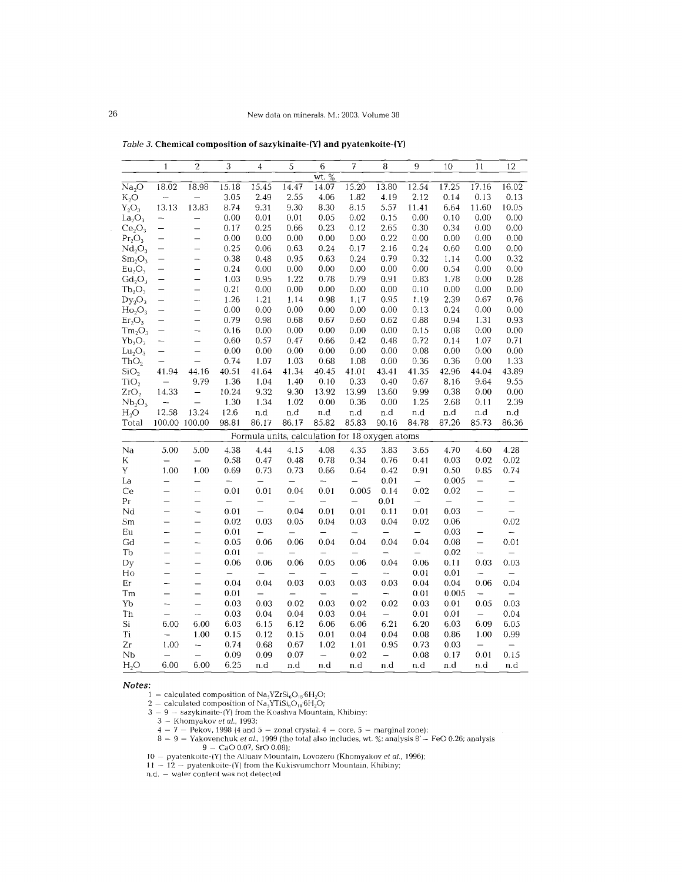*Table 3.* **Chemical composition of sazykinaite-(Y) and pyatenkoite-(Y)**

| | 1 | 2 | 3 | 4 | 5 | 6 | 7 | 8 | 9 | 10 | 11 | 12 |
|---|---|---|---|---|---|---|---|---|---|---|---|---|
| | | | | | | wt. % | | | | | | |
| $Na_2O$ | 18.02 | 18.98 | 15.18 | 15.45 | 14.47 | 14.07 | 15.20 | 13.80 | 12.54 | 17.25 | 17.16 | 16.02 |
| $K_2O$ | – | – | 3.05 | 2.49 | 2.55 | 4.06 | 1.82 | 4.19 | 2.12 | 0.14 | 0.13 | 0.13 |
| $Y_2O_3$ | 13.13 | 13.83 | 8.74 | 9.31 | 9.30 | 8.30 | 8.15 | 5.57 | 11.41 | 6.64 | 11.60 | 10.05 |
| $La_2O_3$ | – | – | 0.00 | 0.01 | 0.01 | 0.05 | 0.02 | 0.15 | 0.00 | 0.10 | 0.00 | 0.00 |
| $Ce_2O_3$ | – | – | 0.17 | 0.25 | 0.66 | 0.23 | 0.12 | 2.65 | 0.30 | 0.34 | 0.00 | 0.00 |
| $Pr_2O_3$ | – | – | 0.00 | 0.00 | 0.00 | 0.00 | 0.00 | 0.22 | 0.00 | 0.00 | 0.00 | 0.00 |
| $Nd_2O_3$ | – | – | 0.25 | 0.06 | 0.63 | 0.24 | 0.17 | 2.16 | 0.24 | 0.60 | 0.00 | 0.00 |
| $Sm_2O_3$ | – | – | 0.38 | 0.48 | 0.95 | 0.63 | 0.24 | 0.79 | 0.32 | 1.14 | 0.00 | 0.32 |
| $Eu_2O_3$ | – | – | 0.24 | 0.00 | 0.00 | 0.00 | 0.00 | 0.00 | 0.00 | 0.54 | 0.00 | 0.00 |
| $Gd_2O_3$ | – | – | 1.03 | 0.95 | 1.22 | 0.78 | 0.79 | 0.91 | 0.83 | 1.78 | 0.00 | 0.28 |
| $Tb_2O_3$ | – | – | 0.21 | 0.00 | 0.00 | 0.00 | 0.00 | 0.00 | 0.10 | 0.00 | 0.00 | 0.00 |
| $Dy_2O_3$ | – | – | 1.26 | 1.21 | 1.14 | 0.98 | 1.17 | 0.95 | 1.19 | 2.39 | 0.67 | 0.76 |
| $Ho_2O_3$ | – | – | 0.00 | 0.00 | 0.00 | 0.00 | 0.00 | 0.00 | 0.13 | 0.24 | 0.00 | 0.00 |
| $Er_2O_3$ | – | – | 0.79 | 0.98 | 0.68 | 0.67 | 0.60 | 0.62 | 0.88 | 0.94 | 1.31 | 0.93 |
| $Tm_2O_3$ | – | – | 0.16 | 0.00 | 0.00 | 0.00 | 0.00 | 0.00 | 0.15 | 0.08 | 0.00 | 0.00 |
| $Yb_2O_3$ | – | – | 0.60 | 0.57 | 0.47 | 0.66 | 0.42 | 0.48 | 0.72 | 0.14 | 1.07 | 0.71 |
| $Lu_2O_3$ | – | – | 0.00 | 0.00 | 0.00 | 0.00 | 0.00 | 0.00 | 0.08 | 0.00 | 0.00 | 0.00 |
| $ThO_2$ | – | – | 0.74 | 1.07 | 1.03 | 0.68 | 1.08 | 0.00 | 0.36 | 0.36 | 0.00 | 1.33 |
| $SiO_2$ | 41.94 | 44.16 | 40.51 | 41.64 | 41.34 | 40.45 | 41.01 | 43.41 | 41.35 | 42.96 | 44.04 | 43.89 |
| $TiO_2$ | – | 9.79 | 1.36 | 1.04 | 1.40 | 0.10 | 0.33 | 0.40 | 0.67 | 8.16 | 9.64 | 9.55 |
| $ZrO_2$ | 14.33 | – | 10.24 | 9.32 | 9.30 | 13.92 | 13.99 | 13.60 | 9.99 | 0.38 | 0.00 | 0.00 |
| $Nb_2O_5$ | – | – | 1.30 | 1.34 | 1.02 | 0.00 | 0.36 | 0.00 | 1.25 | 2.68 | 0.11 | 2.39 |
| $H_2O$ | 12.58 | 13.24 | 12.6 | n.d | n.d | n.d | n.d | n.d | n.d | n.d | n.d | n.d |
| Total | 100.00 | 100.00 | 98.81 | 86.17 | 86.17 | 85.82 | 85.83 | 90.16 | 84.78 | 87.26 | 85.73 | 86.36 |
| | | | | Formula units, calculation for 18 oxygen atoms | | | | | | | | |
| Na | 5.00 | 5.00 | 4.38 | 4.44 | 4.15 | 4.08 | 4.35 | 3.83 | 3.65 | 4.70 | 4.60 | 4.28 |
| K | – | – | 0.58 | 0.47 | 0.48 | 0.78 | 0.34 | 0.76 | 0.41 | 0.03 | 0.02 | 0.02 |
| Y | 1.00 | 1.00 | 0.69 | 0.73 | 0.73 | 0.66 | 0.64 | 0.42 | 0.91 | 0.50 | 0.85 | 0.74 |
| La | – | – | – | – | – | – | – | 0.01 | – | 0.005 | – | – |
| Ce | – | – | 0.01 | 0.01 | 0.04 | 0.01 | 0.005 | 0.14 | 0.02 | 0.02 | – | – |
| Pr | – | – | – | – | – | – | – | 0.01 | – | – | – | – |
| Nd | – | – | 0.01 | – | 0.04 | 0.01 | 0.01 | 0.11 | 0.01 | 0.03 | – | – |
| Sm | – | – | 0.02 | 0.03 | 0.05 | 0.04 | 0.03 | 0.04 | 0.02 | 0.06 | | 0.02 |
| Eu | – | – | 0.01 | – | – | – | – | – | – | 0.03 | – | – |
| Gd | – | – | 0.05 | 0.06 | 0.06 | 0.04 | 0.04 | 0.04 | 0.04 | 0.08 | – | 0.01 |
| Tb | – | – | 0.01 | – | – | – | – | – | – | 0.02 | – | – |
| Dy | – | – | 0.06 | 0.06 | 0.06 | 0.05 | 0.06 | 0.04 | 0.06 | 0.11 | 0.03 | 0.03 |
| Ho | – | – | – | – | – | – | – | – | 0.01 | 0.01 | – | – |
| Er | – | – | 0.04 | 0.04 | 0.03 | 0.03 | 0.03 | 0.03 | 0.04 | 0.04 | 0.06 | 0.04 |
| Tm | – | – | 0.01 | – | – | – | – | – | 0.01 | 0.005 | – | – |
| Yb | – | – | 0.03 | 0.03 | 0.02 | 0.03 | 0.02 | 0.02 | 0.03 | 0.01 | 0.05 | 0.03 |
| Th | – | – | 0.03 | 0.04 | 0.04 | 0.03 | 0.04 | – | 0.01 | 0.01 | – | 0.04 |
| Si | 6.00 | 6.00 | 6.03 | 6.15 | 6.12 | 6.06 | 6.06 | 6.21 | 6.20 | 6.03 | 6.09 | 6.05 |
| Ti | – | 1.00 | 0.15 | 0.12 | 0.15 | 0.01 | 0.04 | 0.04 | 0.08 | 0.86 | 1.00 | 0.99 |
| Zr | 1.00 | – | 0.74 | 0.68 | 0.67 | 1.02 | 1.01 | 0.95 | 0.73 | 0.03 | – | – |
| Nb | – | – | 0.09 | 0.09 | 0.07 | – | 0.02 | – | 0.08 | 0.17 | 0.01 | 0.15 |
| $H_2O$ | 6.00 | 6.00 | 6.25 | n.d | n.d | n.d | n.d | n.d | n.d | n.d | n.d | n.d |

***Notes:***

1 – calculated composition of $Na_5YZrSi_6O_{18}{\cdot}6H_2O$;
2 – calculated composition of $Na_5YTiSi_6O_{18}{\cdot}6H_2O$;
3 – 9 – sazykinaite-(Y) from the Koashva Mountain, Khibiny:
  3 – Khomyakov *et al.*, 1993;
  4 – 7 – Pekov, 1998 (4 and 5 – zonal crystal: 4 – core, 5 – marginal zone);
  8 – 9 – Yakovenchuk *et al.*, 1999 (the total also includes, wt. %: analysis 8 – FeO 0.26; analysis 9 – CaO 0.07, SrO 0.08);
10 – pyatenkoite-(Y) the Alluaiv Mountain, Lovozero (Khomyakov *et al.*, 1996);
11 – 12 – pyatenkoite-(Y) from the Kukisvumchorr Mountain, Khibiny;
n.d. – water content was not detected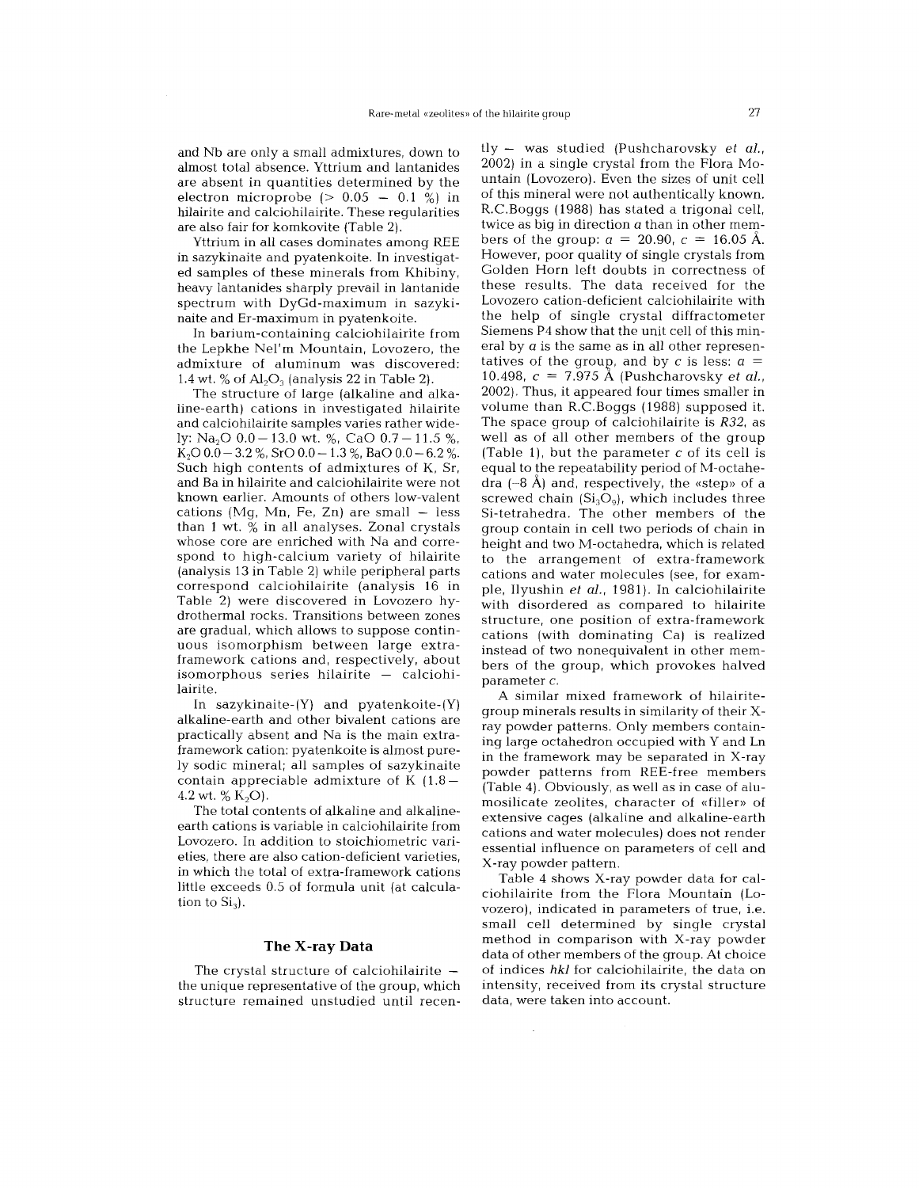and Nb are only a small admixtures, down to almost total absence. Yttrium and lantanides are absent in quantities determined by the electron microprobe (> 0.05 – 0.1 %) in hilairite and calciohilairite. These regularities are also fair for komkovite (Table 2).

Yttrium in all cases dominates among REE in sazykinaite and pyatenkoite. In investigated samples of these minerals from Khibiny, heavy lantanides sharply prevail in lantanide spectrum with DyGd-maximum in sazykinaite and Er-maximum in pyatenkoite.

In barium-containing calciohilairite from the Lepkhe Nel'm Mountain, Lovozero, the admixture of aluminum was discovered: 1.4 wt. % of $Al_2O_3$ (analysis 22 in Table 2).

The structure of large (alkaline and alkaline-earth) cations in investigated hilairite and calciohilairite samples varies rather widely: $Na_2O$ 0.0 – 13.0 wt. %, CaO 0.7 – 11.5 %, $K_2O$ 0.0 – 3.2 %, SrO 0.0 – 1.3 %, BaO 0.0 – 6.2 %. Such high contents of admixtures of K, Sr, and Ba in hilairite and calciohilairite were not known earlier. Amounts of others low-valent cations (Mg, Mn, Fe, Zn) are small – less than 1 wt. % in all analyses. Zonal crystals whose core are enriched with Na and correspond to high-calcium variety of hilairite (analysis 13 in Table 2) while peripheral parts correspond calciohilairite (analysis 16 in Table 2) were discovered in Lovozero hydrothermal rocks. Transitions between zones are gradual, which allows to suppose continuous isomorphism between large extra-framework cations and, respectively, about isomorphous series hilairite – calciohilairite.

In sazykinaite-(Y) and pyatenkoite-(Y) alkaline-earth and other bivalent cations are practically absent and Na is the main extra-framework cation: pyatenkoite is almost purely sodic mineral; all samples of sazykinaite contain appreciable admixture of K (1.8 – 4.2 wt. % $K_2O$).

The total contents of alkaline and alkaline-earth cations is variable in calciohilairite from Lovozero. In addition to stoichiometric varieties, there are also cation-deficient varieties, in which the total of extra-framework cations little exceeds 0.5 of formula unit (at calculation to $Si_3$).

## The X-ray Data

The crystal structure of calciohilairite – the unique representative of the group, which structure remained unstudied until recently – was studied (Pushcharovsky *et al.*, 2002) in a single crystal from the Flora Mountain (Lovozero). Even the sizes of unit cell of this mineral were not authentically known. R.C.Boggs (1988) has stated a trigonal cell, twice as big in direction *a* than in other members of the group: *a* = 20.90, *c* = 16.05 Å. However, poor quality of single crystals from Golden Horn left doubts in correctness of these results. The data received for the Lovozero cation-deficient calciohilairite with the help of single crystal diffractometer Siemens P4 show that the unit cell of this mineral by *a* is the same as in all other representatives of the group, and by *c* is less: *a* = 10.498, *c* = 7.975 Å (Pushcharovsky *et al.*, 2002). Thus, it appeared four times smaller in volume than R.C.Boggs (1988) supposed it. The space group of calciohilairite is *R32*, as well as of all other members of the group (Table 1), but the parameter *c* of its cell is equal to the repeatability period of M-octahedra (~8 Å) and, respectively, the «step» of a screwed chain ($Si_3O_9$), which includes three Si-tetrahedra. The other members of the group contain in cell two periods of chain in height and two M-octahedra, which is related to the arrangement of extra-framework cations and water molecules (see, for example, Ilyushin *et al.*, 1981). In calciohilairite with disordered as compared to hilairite structure, one position of extra-framework cations (with dominating Ca) is realized instead of two nonequivalent in other members of the group, which provokes halved parameter *c*.

A similar mixed framework of hilairite-group minerals results in similarity of their X-ray powder patterns. Only members containing large octahedron occupied with Y and Ln in the framework may be separated in X-ray powder patterns from REE-free members (Table 4). Obviously, as well as in case of alumosilicate zeolites, character of «filler» of extensive cages (alkaline and alkaline-earth cations and water molecules) does not render essential influence on parameters of cell and X-ray powder pattern.

Table 4 shows X-ray powder data for calciohilairite from the Flora Mountain (Lovozero), indicated in parameters of true, i.e. small cell determined by single crystal method in comparison with X-ray powder data of other members of the group. At choice of indices *hkl* for calciohilairite, the data on intensity, received from its crystal structure data, were taken into account.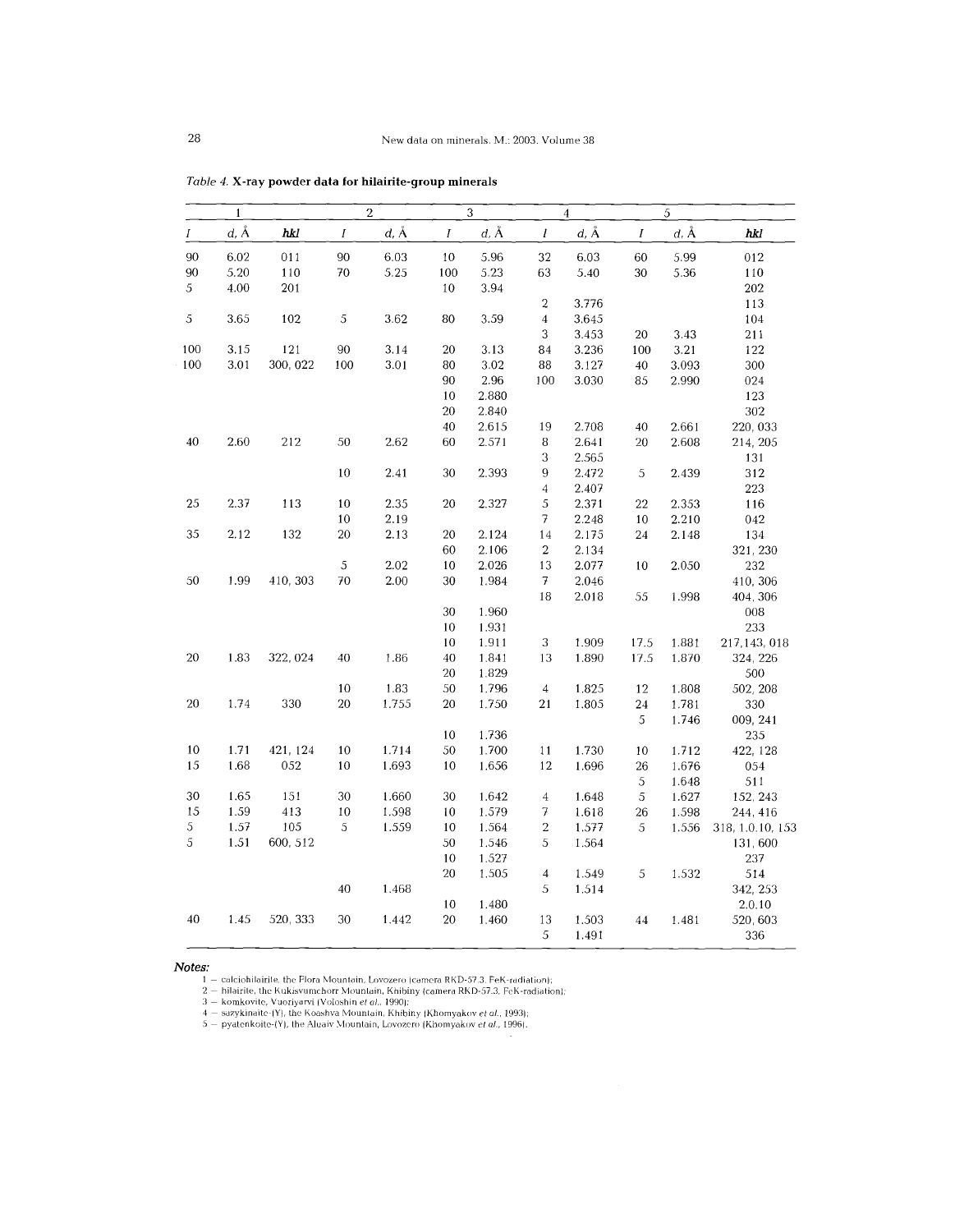*Table 4.* **X-ray powder data for hilairite-group minerals**

| 1 | | | 2 | | 3 | | 4 | | 5 | | |
|---|---|---|---|---|---|---|---|---|---|---|---|
| *I* | *d*, Å | ***hkl*** | *I* | *d*, Å | *I* | *d*, Å | *I* | *d*, Å | *I* | *d*, Å | ***hkl*** |
| 90 | 6.02 | 011 | 90 | 6.03 | 10 | 5.96 | 32 | 6.03 | 60 | 5.99 | 012 |
| 90 | 5.20 | 110 | 70 | 5.25 | 100 | 5.23 | 63 | 5.40 | 30 | 5.36 | 110 |
| 5 | 4.00 | 201 | | | 10 | 3.94 | | | | | 202 |
| | | | | | | | 2 | 3.776 | | | 113 |
| 5 | 3.65 | 102 | 5 | 3.62 | 80 | 3.59 | 4 | 3.645 | | | 104 |
| | | | | | | | 3 | 3.453 | 20 | 3.43 | 211 |
| 100 | 3.15 | 121 | 90 | 3.14 | 20 | 3.13 | 84 | 3.236 | 100 | 3.21 | 122 |
| 100 | 3.01 | 300, 022 | 100 | 3.01 | 80 | 3.02 | 88 | 3.127 | 40 | 3.093 | 300 |
| | | | | | 90 | 2.96 | 100 | 3.030 | 85 | 2.990 | 024 |
| | | | | | 10 | 2.880 | | | | | 123 |
| | | | | | 20 | 2.840 | | | | | 302 |
| | | | | | 40 | 2.615 | 19 | 2.708 | 40 | 2.661 | 220, 033 |
| 40 | 2.60 | 212 | 50 | 2.62 | 60 | 2.571 | 8 | 2.641 | 20 | 2.608 | 214, 205 |
| | | | | | | | 3 | 2.565 | | | 131 |
| | | | 10 | 2.41 | 30 | 2.393 | 9 | 2.472 | 5 | 2.439 | 312 |
| | | | | | | | 4 | 2.407 | | | 223 |
| 25 | 2.37 | 113 | 10 | 2.35 | 20 | 2.327 | 5 | 2.371 | 22 | 2.353 | 116 |
| | | | 10 | 2.19 | | | 7 | 2.248 | 10 | 2.210 | 042 |
| 35 | 2.12 | 132 | 20 | 2.13 | 20 | 2.124 | 14 | 2.175 | 24 | 2.148 | 134 |
| | | | | | 60 | 2.106 | 2 | 2.134 | | | 321, 230 |
| | | | 5 | 2.02 | 10 | 2.026 | 13 | 2.077 | 10 | 2.050 | 232 |
| 50 | 1.99 | 410, 303 | 70 | 2.00 | 30 | 1.984 | 7 | 2.046 | | | 410, 306 |
| | | | | | | | 18 | 2.018 | 55 | 1.998 | 404, 306 |
| | | | | | 30 | 1.960 | | | | | 008 |
| | | | | | 10 | 1.931 | | | | | 233 |
| | | | | | 10 | 1.911 | 3 | 1.909 | 17.5 | 1.881 | 217,143, 018 |
| 20 | 1.83 | 322, 024 | 40 | 1.86 | 40 | 1.841 | 13 | 1.890 | 17.5 | 1.870 | 324, 226 |
| | | | | | 20 | 1.829 | | | | | 500 |
| | | | 10 | 1.83 | 50 | 1.796 | 4 | 1.825 | 12 | 1.808 | 502, 208 |
| 20 | 1.74 | 330 | 20 | 1.755 | 20 | 1.750 | 21 | 1.805 | 24 | 1.781 | 330 |
| | | | | | | | | | 5 | 1.746 | 009, 241 |
| | | | | | 10 | 1.736 | | | | | 235 |
| 10 | 1.71 | 421, 124 | 10 | 1.714 | 50 | 1.700 | 11 | 1.730 | 10 | 1.712 | 422, 128 |
| 15 | 1.68 | 052 | 10 | 1.693 | 10 | 1.656 | 12 | 1.696 | 26 | 1.676 | 054 |
| | | | | | | | | | 5 | 1.648 | 511 |
| 30 | 1.65 | 151 | 30 | 1.660 | 30 | 1.642 | 4 | 1.648 | 5 | 1.627 | 152, 243 |
| 15 | 1.59 | 413 | 10 | 1.598 | 10 | 1.579 | 7 | 1.618 | 26 | 1.598 | 244, 416 |
| 5 | 1.57 | 105 | 5 | 1.559 | 10 | 1.564 | 2 | 1.577 | 5 | 1.556 | 318, 1.0.10, 153 |
| 5 | 1.51 | 600, 512 | | | 50 | 1.546 | 5 | 1.564 | | | 131, 600 |
| | | | | | 10 | 1.527 | | | | | 237 |
| | | | | | 20 | 1.505 | 4 | 1.549 | 5 | 1.532 | 514 |
| | | | 40 | 1.468 | | | 5 | 1.514 | | | 342, 253 |
| | | | | | 10 | 1.480 | | | | | 2.0.10 |
| 40 | 1.45 | 520, 333 | 30 | 1.442 | 20 | 1.460 | 13 | 1.503 | 44 | 1.481 | 520, 603 |
| | | | | | | | 5 | 1.491 | | | 336 |

***Notes:***

1 – calciohilairite, the Flora Mountain, Lovozero (camera RKD-57.3, FeK-radiation);
2 – hilairite, the Kukisvumchorr Mountain, Khibiny (camera RKD-57.3, FeK-radiation);
3 – komkovite, Vuoriyarvi (Voloshin *et al.*, 1990);
4 – sazykinaite-(Y), the Koashva Mountain, Khibiny (Khomyakov *et al.*, 1993);
5 – pyatenkoite-(Y), the Aluaiv Mountain, Lovozero (Khomyakov *et al.*, 1996).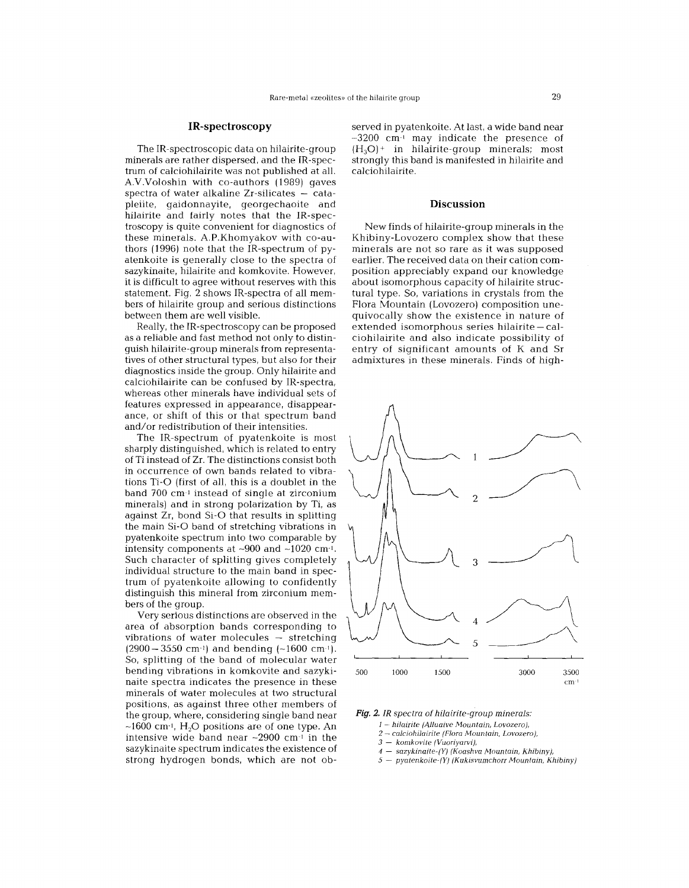## IR-spectroscopy

The IR-spectroscopic data on hilairite-group minerals are rather dispersed, and the IR-spectrum of calciohilairite was not published at all. A.V.Voloshin with co-authors (1989) gaves spectra of water alkaline Zr-silicates – catapleiite, gaidonnayite, georgechaoite and hilairite and fairly notes that the IR-spectroscopy is quite convenient for diagnostics of these minerals. A.P.Khomyakov with co-authors (1996) note that the IR-spectrum of pyatenkoite is generally close to the spectra of sazykinaite, hilairite and komkovite. However, it is difficult to agree without reserves with this statement. Fig. 2 shows IR-spectra of all members of hilairite group and serious distinctions between them are well visible.

Really, the IR-spectroscopy can be proposed as a reliable and fast method not only to distinguish hilairite-group minerals from representatives of other structural types, but also for their diagnostics inside the group. Only hilairite and calciohilairite can be confused by IR-spectra, whereas other minerals have individual sets of features expressed in appearance, disappearance, or shift of this or that spectrum band and/or redistribution of their intensities.

The IR-spectrum of pyatenkoite is most sharply distinguished, which is related to entry of Ti instead of Zr. The distinctions consist both in occurrence of own bands related to vibrations Ti-O (first of all, this is a doublet in the band 700 $cm^{-1}$ instead of single at zirconium minerals) and in strong polarization by Ti, as against Zr, bond Si-O that results in splitting the main Si-O band of stretching vibrations in pyatenkoite spectrum into two comparable by intensity components at ~900 and ~1020 $cm^{-1}$. Such character of splitting gives completely individual structure to the main band in spectrum of pyatenkoite allowing to confidently distinguish this mineral from zirconium members of the group.

Very serious distinctions are observed in the area of absorption bands corresponding to vibrations of water molecules – stretching (2900 – 3550 $cm^{-1}$) and bending (~1600 $cm^{-1}$). So, splitting of the band of molecular water bending vibrations in komkovite and sazykinaite spectra indicates the presence in these minerals of water molecules at two structural positions, as against three other members of the group, where, considering single band near ~1600 $cm^{-1}$, $H_2O$ positions are of one type. An intensive wide band near ~2900 $cm^{-1}$ in the sazykinaite spectrum indicates the existence of strong hydrogen bonds, which are not observed in pyatenkoite. At last, a wide band near ~3200 $cm^{-1}$ may indicate the presence of $(H_3O)^+$ in hilairite-group minerals; most strongly this band is manifested in hilairite and calciohilairite.

## Discussion

New finds of hilairite-group minerals in the Khibiny-Lovozero complex show that these minerals are not so rare as it was supposed earlier. The received data on their cation composition appreciably expand our knowledge about isomorphous capacity of hilairite structural type. So, variations in crystals from the Flora Mountain (Lovozero) composition unequivocally show the existence in nature of extended isomorphous series hilairite – calciohilairite and also indicate possibility of entry of significant amounts of K and Sr admixtures in these minerals. Finds of high-

***Fig. 2.*** *IR spectra of hilairite-group minerals:*
*1 – hilairite (Alluaive Mountain, Lovozero),*
*2 – calciohilairite (Flora Mountain, Lovozero),*
*3 – komkovite (Vuoriyarvi),*
*4 – sazykinaite-(Y) (Koashva Mountain, Khibiny),*
*5 – pyatenkoite-(Y) (Kukisvumchorr Mountain, Khibiny)*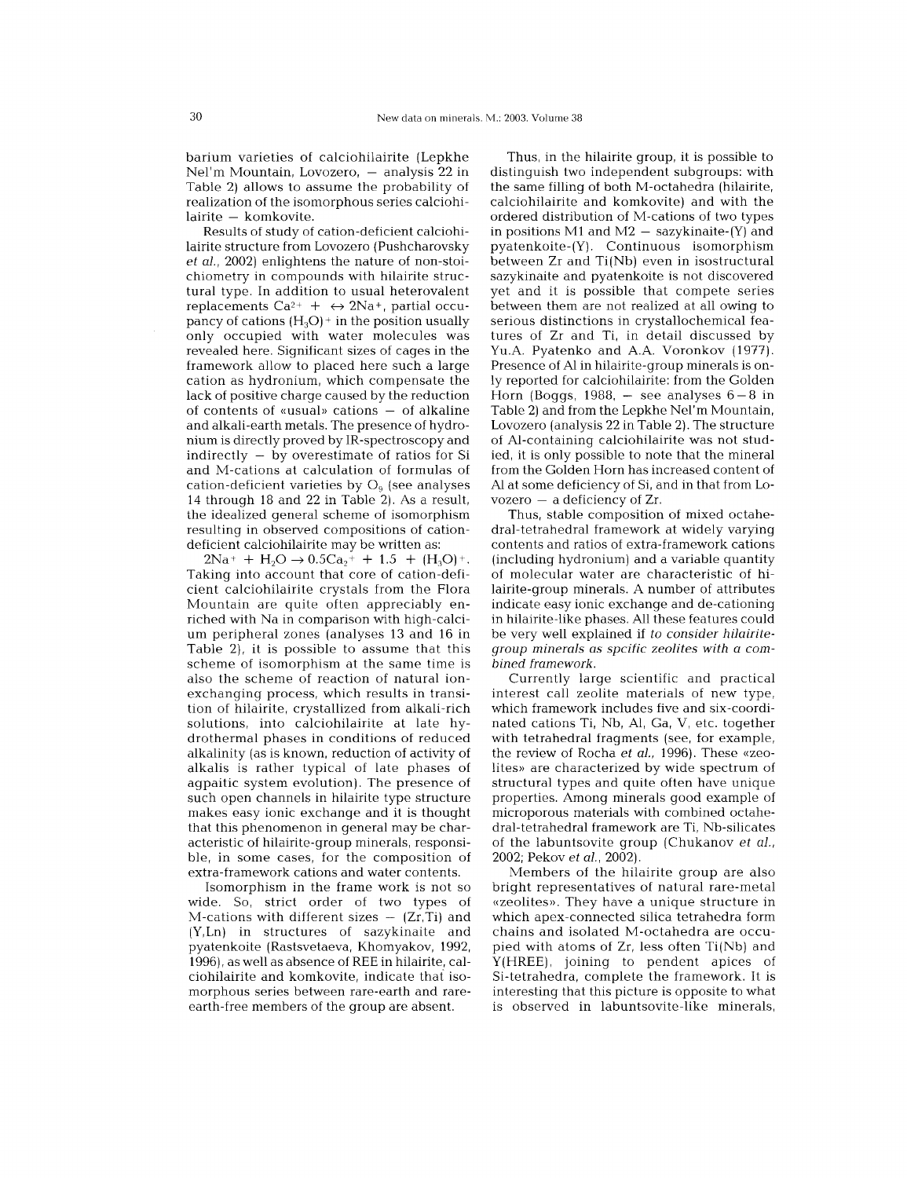barium varieties of calciohilairite (Lepkhe Nel'm Mountain, Lovozero, — analysis 22 in Table 2) allows to assume the probability of realization of the isomorphous series calciohilairite — komkovite.

Results of study of cation-deficient calciohilairite structure from Lovozero (Pushcharovsky *et al.*, 2002) enlightens the nature of non-stoichiometry in compounds with hilairite structural type. In addition to usual heterovalent replacements $Ca^{2+}$ + $\leftrightarrow$ $2Na^{+}$, partial occupancy of cations $(H_3O)^{+}$ in the position usually only occupied with water molecules was revealed here. Significant sizes of cages in the framework allow to placed here such a large cation as hydronium, which compensate the lack of positive charge caused by the reduction of contents of «usual» cations — of alkaline and alkali-earth metals. The presence of hydronium is directly proved by IR-spectroscopy and indirectly — by overestimate of ratios for Si and M-cations at calculation of formulas of cation-deficient varieties by $O_9$ (see analyses 14 through 18 and 22 in Table 2). As a result, the idealized general scheme of isomorphism resulting in observed compositions of cation-deficient calciohilairite may be written as:

$2Na^{+} + H_2O \rightarrow 0.5Ca_2^{+} + 1.5 + (H_3O)^{+}$.

Taking into account that core of cation-deficient calciohilairite crystals from the Flora Mountain are quite often appreciably enriched with Na in comparison with high-calcium peripheral zones (analyses 13 and 16 in Table 2), it is possible to assume that this scheme of isomorphism at the same time is also the scheme of reaction of natural ion-exchanging process, which results in transition of hilairite, crystallized from alkali-rich solutions, into calciohilairite at late hydrothermal phases in conditions of reduced alkalinity (as is known, reduction of activity of alkalis is rather typical of late phases of agpaitic system evolution). The presence of such open channels in hilairite type structure makes easy ionic exchange and it is thought that this phenomenon in general may be characteristic of hilairite-group minerals, responsible, in some cases, for the composition of extra-framework cations and water contents.

Isomorphism in the frame work is not so wide. So, strict order of two types of M-cations with different sizes — (Zr,Ti) and (Y,Ln) in structures of sazykinaite and pyatenkoite (Rastsvetaeva, Khomyakov, 1992, 1996), as well as absence of REE in hilairite, calciohilairite and komkovite, indicate that isomorphous series between rare-earth and rare-earth-free members of the group are absent.

Thus, in the hilairite group, it is possible to distinguish two independent subgroups: with the same filling of both M-octahedra (hilairite, calciohilairite and komkovite) and with the ordered distribution of M-cations of two types in positions M1 and M2 — sazykinaite-(Y) and pyatenkoite-(Y). Continuous isomorphism between Zr and Ti(Nb) even in isostructural sazykinaite and pyatenkoite is not discovered yet and it is possible that compete series between them are not realized at all owing to serious distinctions in crystallochemical features of Zr and Ti, in detail discussed by Yu.A. Pyatenko and A.A. Voronkov (1977). Presence of Al in hilairite-group minerals is only reported for calciohilairite: from the Golden Horn (Boggs, 1988, — see analyses 6–8 in Table 2) and from the Lepkhe Nel'm Mountain, Lovozero (analysis 22 in Table 2). The structure of Al-containing calciohilairite was not studied, it is only possible to note that the mineral from the Golden Horn has increased content of Al at some deficiency of Si, and in that from Lovozero — a deficiency of Zr.

Thus, stable composition of mixed octahedral-tetrahedral framework at widely varying contents and ratios of extra-framework cations (including hydronium) and a variable quantity of molecular water are characteristic of hilairite-group minerals. A number of attributes indicate easy ionic exchange and de-cationing in hilairite-like phases. All these features could be very well explained if *to consider hilairite-group minerals as spcific zeolites with a combined framework.*

Currently large scientific and practical interest call zeolite materials of new type, which framework includes five and six-coordinated cations Ti, Nb, Al, Ga, V, etc. together with tetrahedral fragments (see, for example, the review of Rocha *et al.,* 1996). These «zeolites» are characterized by wide spectrum of structural types and quite often have unique properties. Among minerals good example of microporous materials with combined octahedral-tetrahedral framework are Ti, Nb-silicates of the labuntsovite group (Chukanov *et al.*, 2002; Pekov *et al.*, 2002).

Members of the hilairite group are also bright representatives of natural rare-metal «zeolites». They have a unique structure in which apex-connected silica tetrahedra form chains and isolated M-octahedra are occupied with atoms of Zr, less often Ti(Nb) and Y(HREE), joining to pendent apices of Si-tetrahedra, complete the framework. It is interesting that this picture is opposite to what is observed in labuntsovite-like minerals,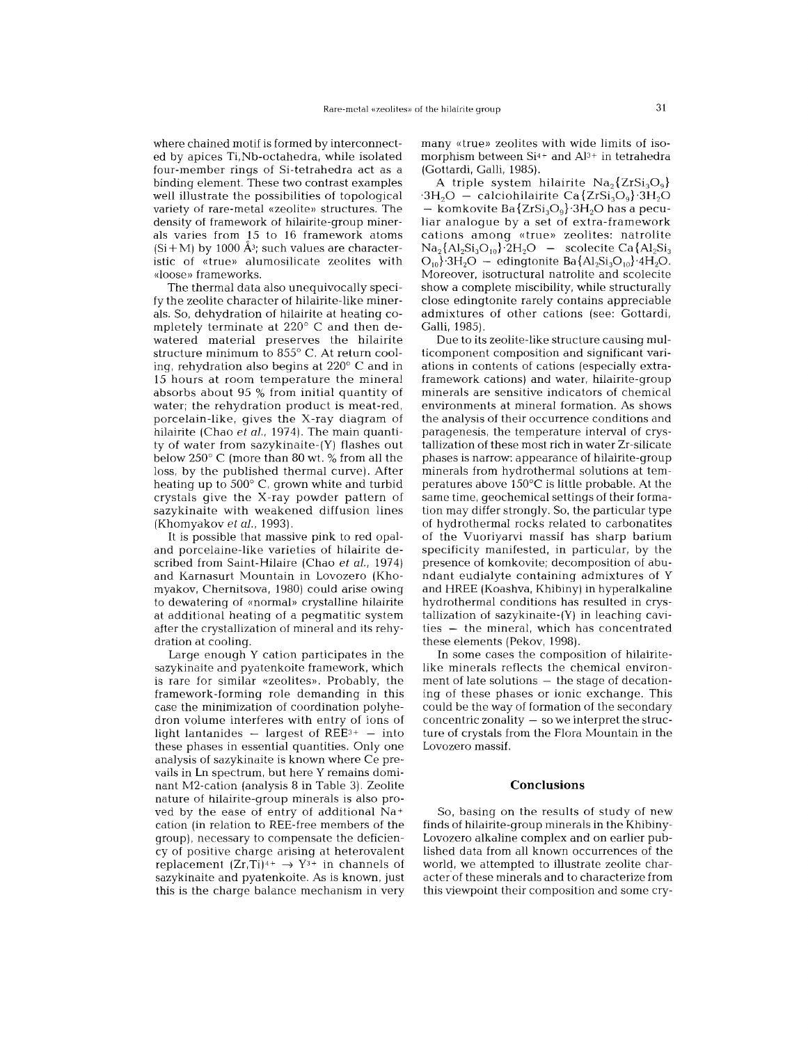where chained motif is formed by interconnected by apices Ti,Nb-octahedra, while isolated four-member rings of Si-tetrahedra act as a binding element. These two contrast examples well illustrate the possibilities of topological variety of rare-metal «zeolite» structures. The density of framework of hilairite-group minerals varies from 15 to 16 framework atoms (Si+M) by 1000 Å³; such values are characteristic of «true» alumosilicate zeolites with «loose» frameworks.

The thermal data also unequivocally specify the zeolite character of hilairite-like minerals. So, dehydration of hilairite at heating completely terminate at 220° C and then dewatered material preserves the hilairite structure minimum to 855° C. At return cooling, rehydration also begins at 220° C and in 15 hours at room temperature the mineral absorbs about 95 % from initial quantity of water; the rehydration product is meat-red, porcelain-like, gives the X-ray diagram of hilairite (Chao *et al.*, 1974). The main quantity of water from sazykinaite-(Y) flashes out below 250° C (more than 80 wt. % from all the loss, by the published thermal curve). After heating up to 500° C, grown white and turbid crystals give the X-ray powder pattern of sazykinaite with weakened diffusion lines (Khomyakov *et al.*, 1993).

It is possible that massive pink to red opal- and porcelaine-like varieties of hilairite described from Saint-Hilaire (Chao *et al.*, 1974) and Karnasurt Mountain in Lovozero (Khomyakov, Chernitsova, 1980) could arise owing to dewatering of «normal» crystalline hilairite at additional heating of a pegmatitic system after the crystallization of mineral and its rehydration at cooling.

Large enough Y cation participates in the sazykinaite and pyatenkoite framework, which is rare for similar «zeolites». Probably, the framework-forming role demanding in this case the minimization of coordination polyhedron volume interferes with entry of ions of light lantanides — largest of $REE^{3+}$ — into these phases in essential quantities. Only one analysis of sazykinaite is known where Ce prevails in Ln spectrum, but here Y remains dominant M2-cation (analysis 8 in Table 3). Zeolite nature of hilairite-group minerals is also proved by the ease of entry of additional $Na^+$ cation (in relation to REE-free members of the group), necessary to compensate the deficiency of positive charge arising at heterovalent replacement $(Zr,Ti)^{4+} \rightarrow Y^{3+}$ in channels of sazykinaite and pyatenkoite. As is known, just this is the charge balance mechanism in very many «true» zeolites with wide limits of isomorphism between $Si^{4+}$ and $Al^{3+}$ in tetrahedra (Gottardi, Galli, 1985).

A triple system hilairite $Na_2\{ZrSi_3O_9\}\cdot 3H_2O$ — calciohilairite $Ca\{ZrSi_3O_9\}\cdot 3H_2O$ — komkovite $Ba\{ZrSi_3O_9\}\cdot 3H_2O$ has a peculiar analogue by a set of extra-framework cations among «true» zeolites: natrolite $Na_2\{Al_2Si_3O_{10}\}\cdot 2H_2O$ — scolecite $Ca\{Al_2Si_3O_{10}\}\cdot 3H_2O$ — edingtonite $Ba\{Al_2Si_3O_{10}\}\cdot 4H_2O$. Moreover, isotructural natrolite and scolecite show a complete miscibility, while structurally close edingtonite rarely contains appreciable admixtures of other cations (see: Gottardi, Galli, 1985).

Due to its zeolite-like structure causing multicomponent composition and significant variations in contents of cations (especially extra-framework cations) and water, hilairite-group minerals are sensitive indicators of chemical environments at mineral formation. As shows the analysis of their occurrence conditions and paragenesis, the temperature interval of crystallization of these most rich in water Zr-silicate phases is narrow: appearance of hilairite-group minerals from hydrothermal solutions at temperatures above 150°C is little probable. At the same time, geochemical settings of their formation may differ strongly. So, the particular type of hydrothermal rocks related to carbonatites of the Vuoriyarvi massif has sharp barium specificity manifested, in particular, by the presence of komkovite; decomposition of abundant eudialyte containing admixtures of Y and HREE (Koashva, Khibiny) in hyperalkaline hydrothermal conditions has resulted in crystallization of sazykinaite-(Y) in leaching cavities — the mineral, which has concentrated these elements (Pekov, 1998).

In some cases the composition of hilairite-like minerals reflects the chemical environment of late solutions — the stage of decationing of these phases or ionic exchange. This could be the way of formation of the secondary concentric zonality — so we interpret the structure of crystals from the Flora Mountain in the Lovozero massif.

## Conclusions

So, basing on the results of study of new finds of hilairite-group minerals in the Khibiny-Lovozero alkaline complex and on earlier published data from all known occurrences of the world, we attempted to illustrate zeolite character of these minerals and to characterize from this viewpoint their composition and some cry-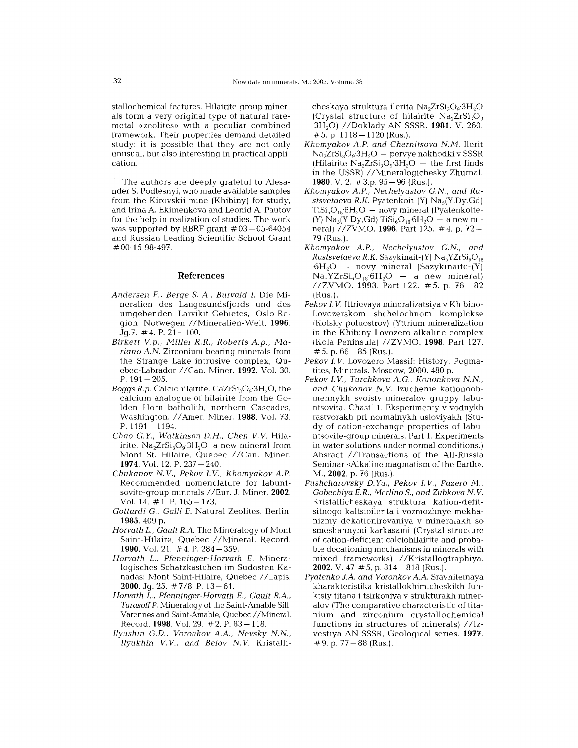stallochemical features. Hilairite-group minerals form a very original type of natural rare-metal «zeolites» with a peculiar combined framework. Their properties demand detailed study: it is possible that they are not only unusual, but also interesting in practical application.

The authors are deeply grateful to Alesander S. Podlesnyi, who made available samples from the Kirovskii mine (Khibiny) for study, and Irina A. Ekimenkova and Leonid A. Pautov for the help in realization of studies. The work was supported by RBRF grant #03–05-64054 and Russian Leading Scientific School Grant #00-15-98-497.

## References

*Andersen F., Berge S. A., Burvald I.* Die Mineralien des Langesundsfjords und des umgebenden Larvikit-Gebietes, Oslo-Region, Norwegen //Mineralien-Welt. **1996**. Jg.7. #4. P. 21–100.

*Birkett V.p., Miller R.R., Roberts A.p., Mariano A.N.* Zirconium-bearing minerals from the Strange Lake intrusive complex, Quebec-Labrador //Can. Miner. **1992**. Vol. 30. P. 191–205.

*Boggs R.p.* Calciohilairite, $CaZrSi_3O_9{\cdot}3H_2O$, the calcium analogue of hilairite from the Golden Horn batholith, northern Cascades, Washington. //Amer. Miner. **1988**. Vol. 73. P. 1191–1194.

*Chao G.Y., Watkinson D.H., Chen V.V.* Hilairite, $Na_2ZrSi_3O_9{\cdot}3H_2O$, a new mineral from Mont St. Hilaire, Quebec //Can. Miner. **1974**. Vol. 12. P. 237–240.

*Chukanov N.V., Pekov I.V., Khomyakov A.P.* Recommended nomenclature for labuntsovite-group minerals //Eur. J. Miner. **2002**. Vol. 14. #1. P. 165–173.

*Gottardi G., Galli E.* Natural Zeolites. Berlin, **1985**. 409 p.

*Horvath L., Gault R.A.* The Mineralogy of Mont Saint-Hilaire, Quebec //Mineral. Record. **1990**. Vol. 21. #4. P. 284–359.

*Horvath L., Pfenninger-Horvath E.* Mineralogisches Schatzkastchen im Sudosten Kanadas: Mont Saint-Hilaire, Quebec //Lapis. **2000**. Jg. 25. #7/8. P. 13–61.

*Horvath L., Pfenninger-Horvath E., Gault R.A., Tarasoff P.* Mineralogy of the Saint-Amable Sill, Varennes and Saint-Amable, Quebec //Mineral. Record. **1998**. Vol. 29. #2. P. 83–118.

*Ilyushin G.D., Voronkov A.A., Nevsky N.N., Ilyukhin V.V., and Belov N.V.* Kristallicheskaya struktura ilerita $Na_2ZrSi_3O_9{\cdot}3H_2O$ (Crystal structure of hilairite $Na_2ZrSi_3O_9{\cdot}3H_2O$) //Doklady AN SSSR. **1981**. V. 260. #5. p. 1118–1120 (Rus.).

*Khomyakov A.P. and Chernitsova N.M.* Ilerit $Na_2ZrSi_3O_9{\cdot}3H_2O$ – pervye nakhodki v SSSR (Hilairite $Na_2ZrSi_3O_9{\cdot}3H_2O$ – the first finds in the USSR) //Mineralogichesky Zhurnal. **1980**. V. 2. #3.p. 95–96 (Rus.).

*Khomyakov A.P., Nechelyustov G.N., and Rastsvetaeva R.K.* Pyatenkoit-(Y) $Na_5(Y,Dy,Gd)TiSi_6O_{18}{\cdot}6H_2O$ – novy mineral (Pyatenkoite-(Y) $Na_5(Y,Dy,Gd)TiSi_6O_{18}{\cdot}6H_2O$ – a new mineral) //ZVMO. **1996**. Part 125. #4. p. 72–79 (Rus.).

*Khomyakov A.P., Nechelyustov G.N., and Rastsvetaeva R.K.* Sazykinait-(Y) $Na_5YZrSi_6O_{18}{\cdot}6H_2O$ – novy mineral (Sazykinaite-(Y) $Na_5YZrSi_6O_{18}{\cdot}6H_2O$ – a new mineral) //ZVMO. **1993**. Part 122. #5. p. 76–82 (Rus.).

*Pekov I.V.* Ittrievaya mineralizatsiya v Khibino-Lovozerskom shchelochnom komplekse (Kolsky poluostrov) (Yttrium mineralization in the Khibiny-Lovozero alkaline complex (Kola Peninsula) //ZVMO. **1998**. Part 127. #5. p. 66–85 (Rus.).

*Pekov I.V.* Lovozero Massif: History, Pegmatites, Minerals. Moscow, 2000. 480 p.

*Pekov I.V., Turchkova A.G., Kononkova N.N., and Chukanov N.V.* Izuchenie kationoobmennykh svoistv mineralov gruppy labuntsovita. Chast' 1. Eksperimenty v vodnykh rastvorakh pri normalnykh usloviyakh (Study of cation-exchange properties of labuntsovite-group minerals. Part 1. Experiments in water solutions under normal conditions.) Absract //Transactions of the All-Russia Seminar «Alkaline magmatism of the Earth». M., **2002**. p. 76 (Rus.).

*Pushcharovsky D.Yu., Pekov I.V., Pazero M., Gobechiya E.R., Merlino S., and Zubkova N.V.* Kristallicheskaya struktura kation-defitsitnogo kaltsioilerita i vozmozhnye mekhanizmy dekationirovaniya v mineralakh so smeshannymi karkasami (Crystal structure of cation-deficient calciohilairite and probable decationing mechanisms in minerals with mixed frameworks) //Kristallogtraphiya. **2002**. V. 47 #5, p. 814–818 (Rus.).

*Pyatenko J.A. and Voronkov A.A.* Sravnitelnaya kharakteristika kristallokhimicheskikh funktsiy titana i tsirkoniya v strukturakh mineralov (The comparative characteristic of titanium and zirconium crystallochemical functions in structures of minerals) //Izvestiya AN SSSR, Geological series. **1977**. #9. p. 77–88 (Rus.).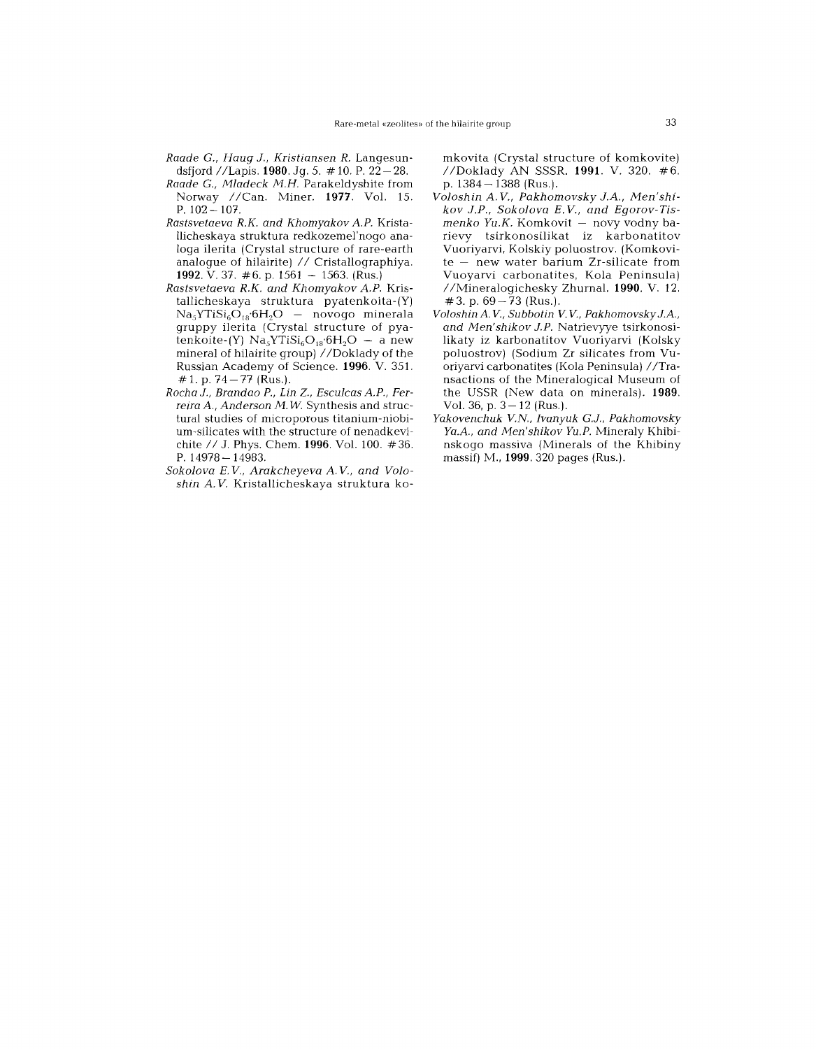*Raade G., Haug J., Kristiansen R.* Langesundsfjord //Lapis. **1980**. Jg. 5. #10. P. 22–28.

*Raade G., Mladeck M.H.* Parakeldyshite from Norway //Can. Miner. **1977**. Vol. 15. P. 102–107.

*Rastsvetaeva R.K. and Khomyakov A.P.* Kristallicheskaya struktura redkozemel'nogo analoga ilerita (Crystal structure of rare-earth analogue of hilairite) // Cristallographiya. **1992**. V. 37. #6. p. 1561 – 1563. (Rus.)

*Rastsvetaeva R.K. and Khomyakov A.P.* Kristallicheskaya struktura pyatenkoita-(Y) $Na_5YTiSi_6O_{18}{\cdot}6H_2O$ – novogo minerala gruppy ilerita (Crystal structure of pyatenkoite-(Y) $Na_5YTiSi_6O_{18}{\cdot}6H_2O$ – a new mineral of hilairite group) //Doklady of the Russian Academy of Science. **1996**. V. 351. #1. p. 74–77 (Rus.).

*Rocha J., Brandao P., Lin Z., Esculcas A.P., Ferreira A., Anderson M.W.* Synthesis and structural studies of microporous titanium-niobium-silicates with the structure of nenadkevichite // J. Phys. Chem. **1996**. Vol. 100. #36. P. 14978–14983.

*Sokolova E.V., Arakcheyeva A.V., and Voloshin A.V.* Kristallicheskaya struktura komkovita (Crystal structure of komkovite) //Doklady AN SSSR. **1991**. V. 320. #6. p. 1384–1388 (Rus.).

*Voloshin A.V., Pakhomovsky J.A., Men'shikov J.P., Sokolova E.V., and Egorov-Tismenko Yu.K.* Komkovit – novy vodny barievy tsirkonosilikat iz karbonatitov Vuoriyarvi, Kolskiy poluostrov. (Komkovite – new water barium Zr-silicate from Vuoyarvi carbonatites, Kola Peninsula) //Mineralogichesky Zhurnal. **1990**. V. 12. #3. p. 69–73 (Rus.).

*Voloshin A.V., Subbotin V.V., Pakhomovsky J.A., and Men'shikov J.P.* Natrievyye tsirkonosilikaty iz karbonatitov Vuoriyarvi (Kolsky poluostrov) (Sodium Zr silicates from Vuoriyarvi carbonatites (Kola Peninsula) //Transactions of the Mineralogical Museum of the USSR (New data on minerals). **1989**. Vol. 36, p. 3–12 (Rus.).

*Yakovenchuk V.N., Ivanyuk G.J., Pakhomovsky Ya.A., and Men'shikov Yu.P.* Mineraly Khibinskogo massiva (Minerals of the Khibiny massif) M., **1999**. 320 pages (Rus.).